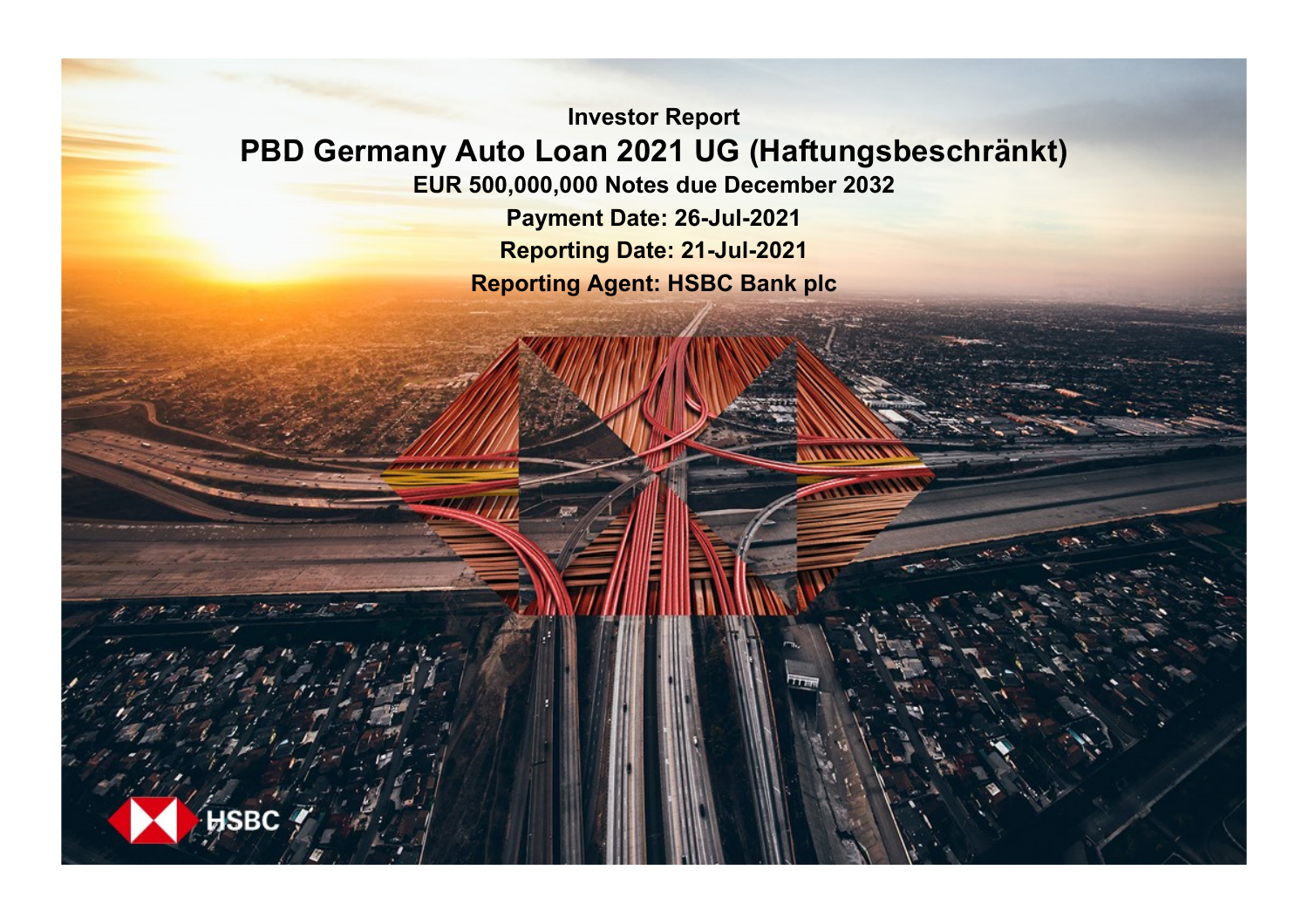Investor Report

# PBD Germany Auto Loan 2021 UG (Haftungsbeschränkt)

**EUR 500,000,000 Notes due December 2032**

**Payment Date: 26-Jul-2021**

**Reporting Date: 21-Jul-2021**

**Reporting Agent: HSBC Bank plc**

HSBC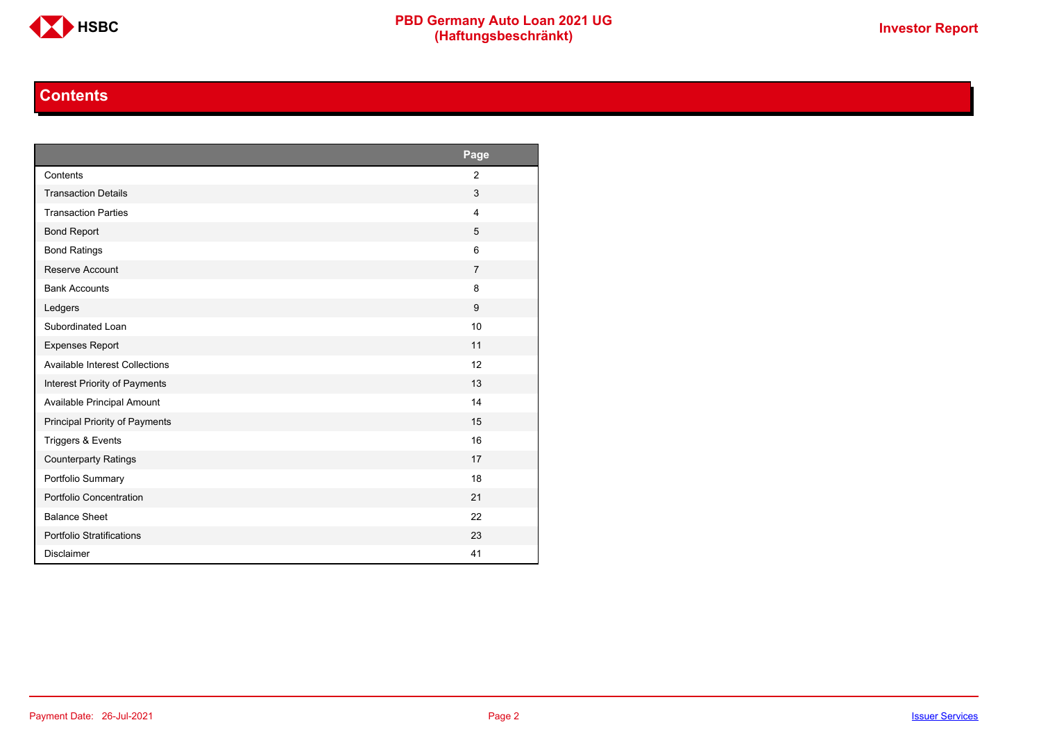# Contents

| | Page |
|---|---|
| Contents | 2 |
| Transaction Details | 3 |
| Transaction Parties | 4 |
| Bond Report | 5 |
| Bond Ratings | 6 |
| Reserve Account | 7 |
| Bank Accounts | 8 |
| Ledgers | 9 |
| Subordinated Loan | 10 |
| Expenses Report | 11 |
| Available Interest Collections | 12 |
| Interest Priority of Payments | 13 |
| Available Principal Amount | 14 |
| Principal Priority of Payments | 15 |
| Triggers & Events | 16 |
| Counterparty Ratings | 17 |
| Portfolio Summary | 18 |
| Portfolio Concentration | 21 |
| Balance Sheet | 22 |
| Portfolio Stratifications | 23 |
| Disclaimer | 41 |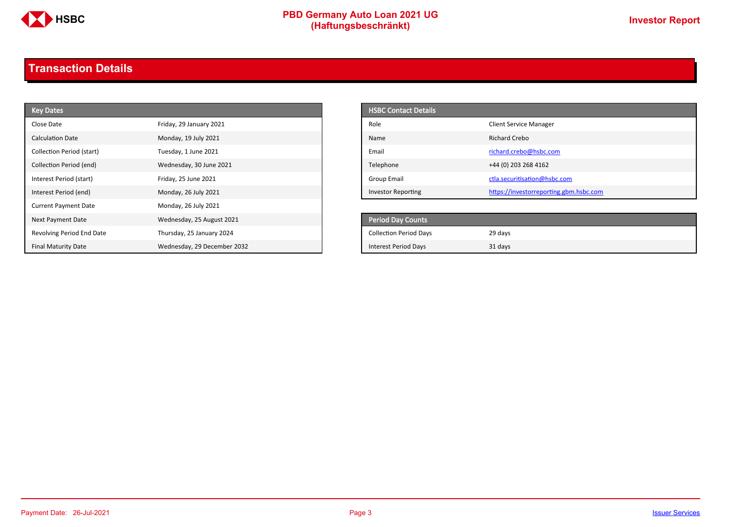## Transaction Details

| Key Dates | |
|---|---|
| Close Date | Friday, 29 January 2021 |
| Calculation Date | Monday, 19 July 2021 |
| Collection Period (start) | Tuesday, 1 June 2021 |
| Collection Period (end) | Wednesday, 30 June 2021 |
| Interest Period (start) | Friday, 25 June 2021 |
| Interest Period (end) | Monday, 26 July 2021 |
| Current Payment Date | Monday, 26 July 2021 |
| Next Payment Date | Wednesday, 25 August 2021 |
| Revolving Period End Date | Thursday, 25 January 2024 |
| Final Maturity Date | Wednesday, 29 December 2032 |

| HSBC Contact Details | |
|---|---|
| Role | Client Service Manager |
| Name | Richard Crebo |
| Email | richard.crebo@hsbc.com |
| Telephone | +44 (0) 203 268 4162 |
| Group Email | ctla.securitisation@hsbc.com |
| Investor Reporting | https://investorreporting.gbm.hsbc.com |

| Period Day Counts | |
|---|---|
| Collection Period Days | 29 days |
| Interest Period Days | 31 days |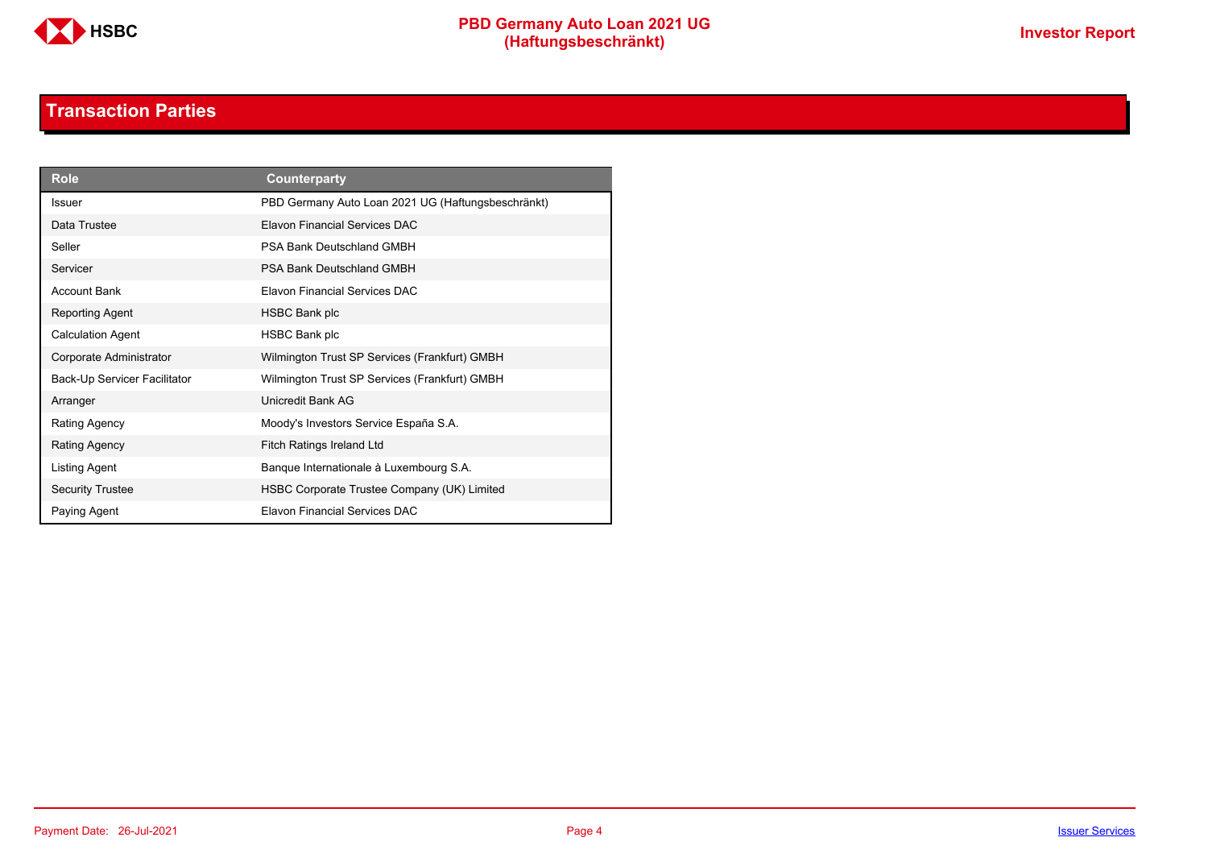## Transaction Parties

| Role | Counterparty |
| --- | --- |
| Issuer | PBD Germany Auto Loan 2021 UG (Haftungsbeschränkt) |
| Data Trustee | Elavon Financial Services DAC |
| Seller | PSA Bank Deutschland GMBH |
| Servicer | PSA Bank Deutschland GMBH |
| Account Bank | Elavon Financial Services DAC |
| Reporting Agent | HSBC Bank plc |
| Calculation Agent | HSBC Bank plc |
| Corporate Administrator | Wilmington Trust SP Services (Frankfurt) GMBH |
| Back-Up Servicer Facilitator | Wilmington Trust SP Services (Frankfurt) GMBH |
| Arranger | Unicredit Bank AG |
| Rating Agency | Moody's Investors Service España S.A. |
| Rating Agency | Fitch Ratings Ireland Ltd |
| Listing Agent | Banque Internationale à Luxembourg S.A. |
| Security Trustee | HSBC Corporate Trustee Company (UK) Limited |
| Paying Agent | Elavon Financial Services DAC |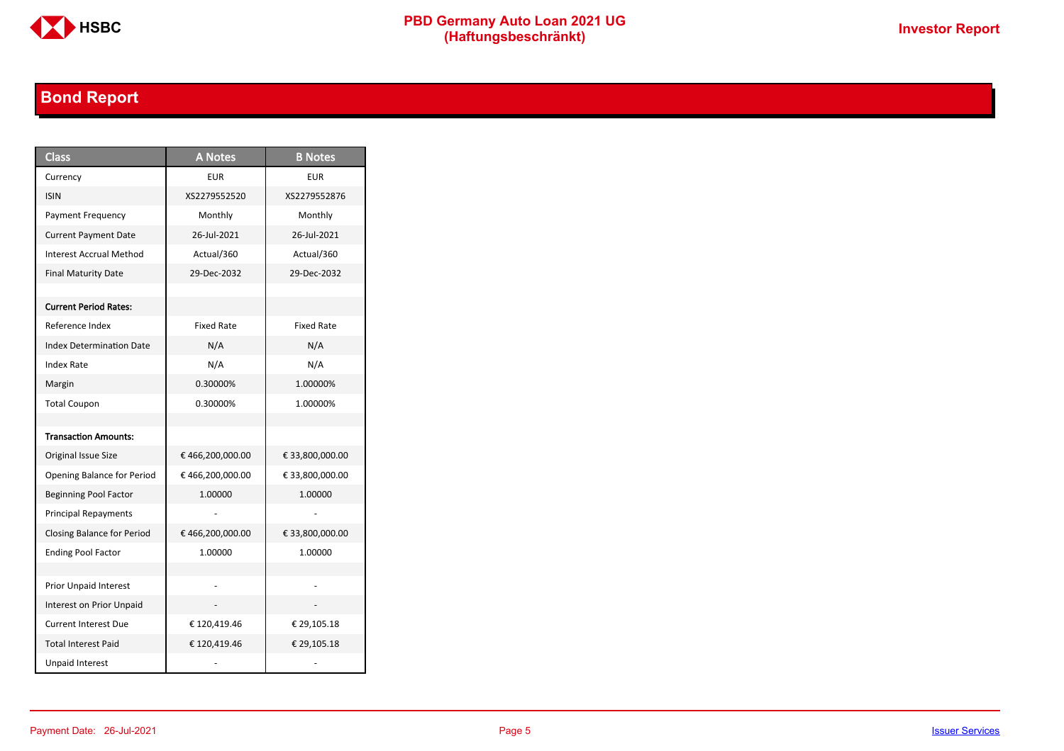## Bond Report

| Class | A Notes | B Notes |
|---|---|---|
| Currency | EUR | EUR |
| ISIN | XS2279552520 | XS2279552876 |
| Payment Frequency | Monthly | Monthly |
| Current Payment Date | 26-Jul-2021 | 26-Jul-2021 |
| Interest Accrual Method | Actual/360 | Actual/360 |
| Final Maturity Date | 29-Dec-2032 | 29-Dec-2032 |
| | | |
| **Current Period Rates:** | | |
| Reference Index | Fixed Rate | Fixed Rate |
| Index Determination Date | N/A | N/A |
| Index Rate | N/A | N/A |
| Margin | 0.30000% | 1.00000% |
| Total Coupon | 0.30000% | 1.00000% |
| | | |
| **Transaction Amounts:** | | |
| Original Issue Size | € 466,200,000.00 | € 33,800,000.00 |
| Opening Balance for Period | € 466,200,000.00 | € 33,800,000.00 |
| Beginning Pool Factor | 1.00000 | 1.00000 |
| Principal Repayments | - | - |
| Closing Balance for Period | € 466,200,000.00 | € 33,800,000.00 |
| Ending Pool Factor | 1.00000 | 1.00000 |
| | | |
| Prior Unpaid Interest | - | - |
| Interest on Prior Unpaid | - | - |
| Current Interest Due | € 120,419.46 | € 29,105.18 |
| Total Interest Paid | € 120,419.46 | € 29,105.18 |
| Unpaid Interest | - | - |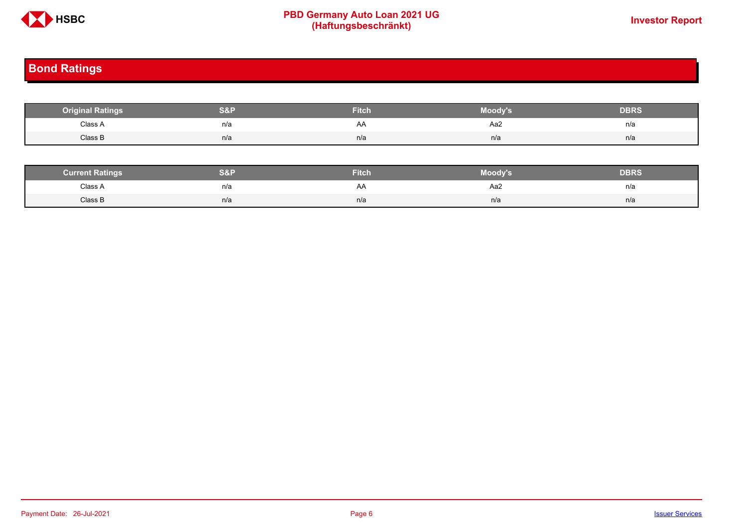## Bond Ratings

| Original Ratings | S&P | Fitch | Moody's | DBRS |
|---|---|---|---|---|
| Class A | n/a | AA | Aa2 | n/a |
| Class B | n/a | n/a | n/a | n/a |

| Current Ratings | S&P | Fitch | Moody's | DBRS |
|---|---|---|---|---|
| Class A | n/a | AA | Aa2 | n/a |
| Class B | n/a | n/a | n/a | n/a |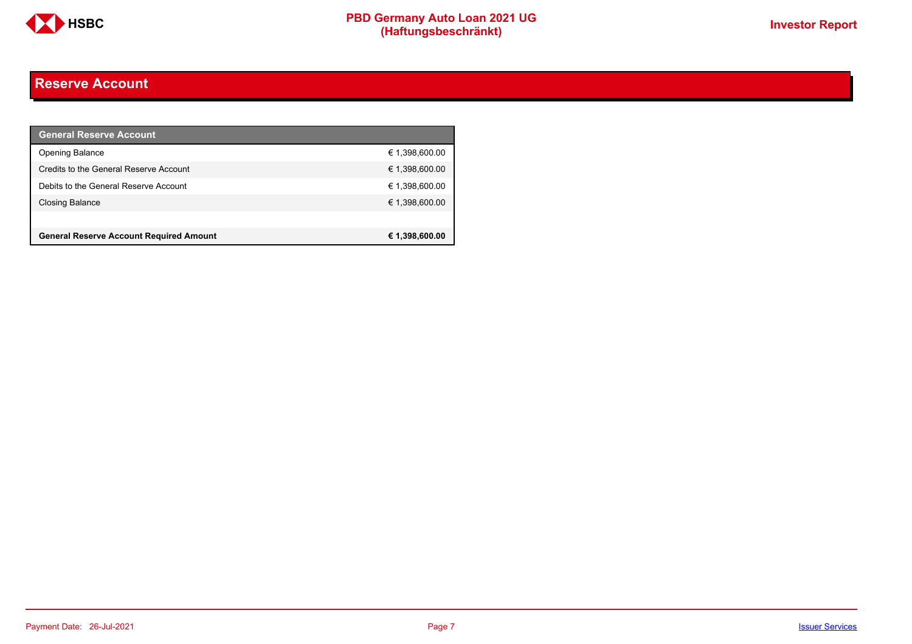# Reserve Account

| General Reserve Account | |
|---|---|
| Opening Balance | € 1,398,600.00 |
| Credits to the General Reserve Account | € 1,398,600.00 |
| Debits to the General Reserve Account | € 1,398,600.00 |
| Closing Balance | € 1,398,600.00 |
| | |
| **General Reserve Account Required Amount** | **€ 1,398,600.00** |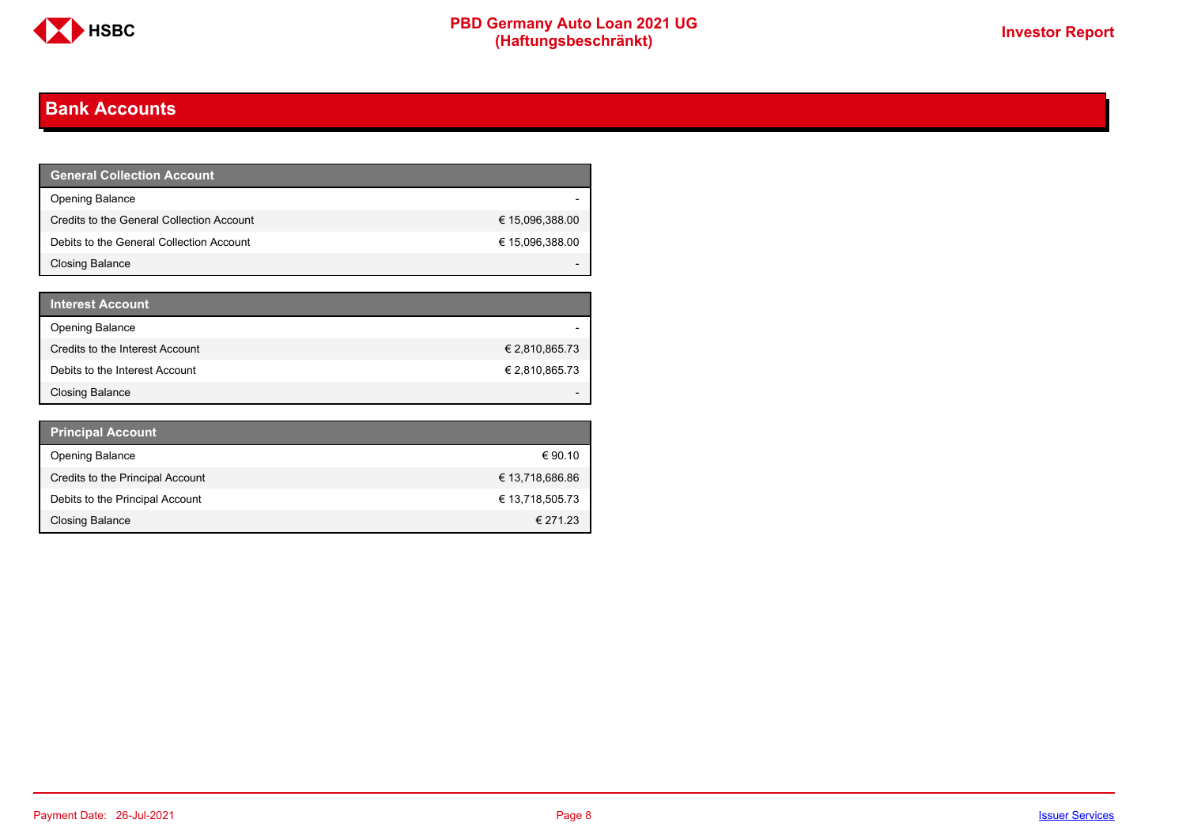# Bank Accounts

| General Collection Account | |
|---|---|
| Opening Balance | - |
| Credits to the General Collection Account | € 15,096,388.00 |
| Debits to the General Collection Account | € 15,096,388.00 |
| Closing Balance | - |

| Interest Account | |
|---|---|
| Opening Balance | - |
| Credits to the Interest Account | € 2,810,865.73 |
| Debits to the Interest Account | € 2,810,865.73 |
| Closing Balance | - |

| Principal Account | |
|---|---|
| Opening Balance | € 90.10 |
| Credits to the Principal Account | € 13,718,686.86 |
| Debits to the Principal Account | € 13,718,505.73 |
| Closing Balance | € 271.23 |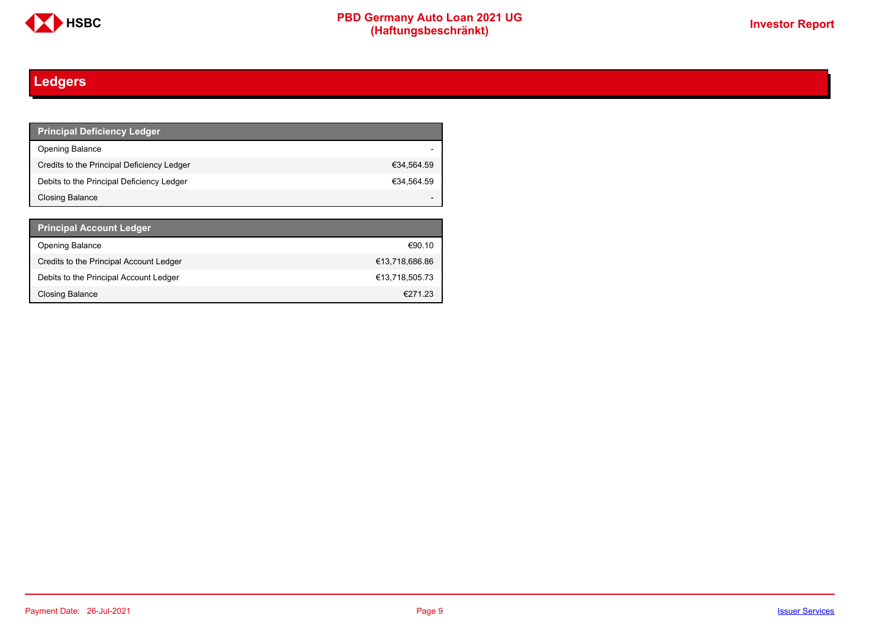## Ledgers

| Principal Deficiency Ledger | |
|---|---|
| Opening Balance | - |
| Credits to the Principal Deficiency Ledger | €34,564.59 |
| Debits to the Principal Deficiency Ledger | €34,564.59 |
| Closing Balance | - |

| Principal Account Ledger | |
|---|---|
| Opening Balance | €90.10 |
| Credits to the Principal Account Ledger | €13,718,686.86 |
| Debits to the Principal Account Ledger | €13,718,505.73 |
| Closing Balance | €271.23 |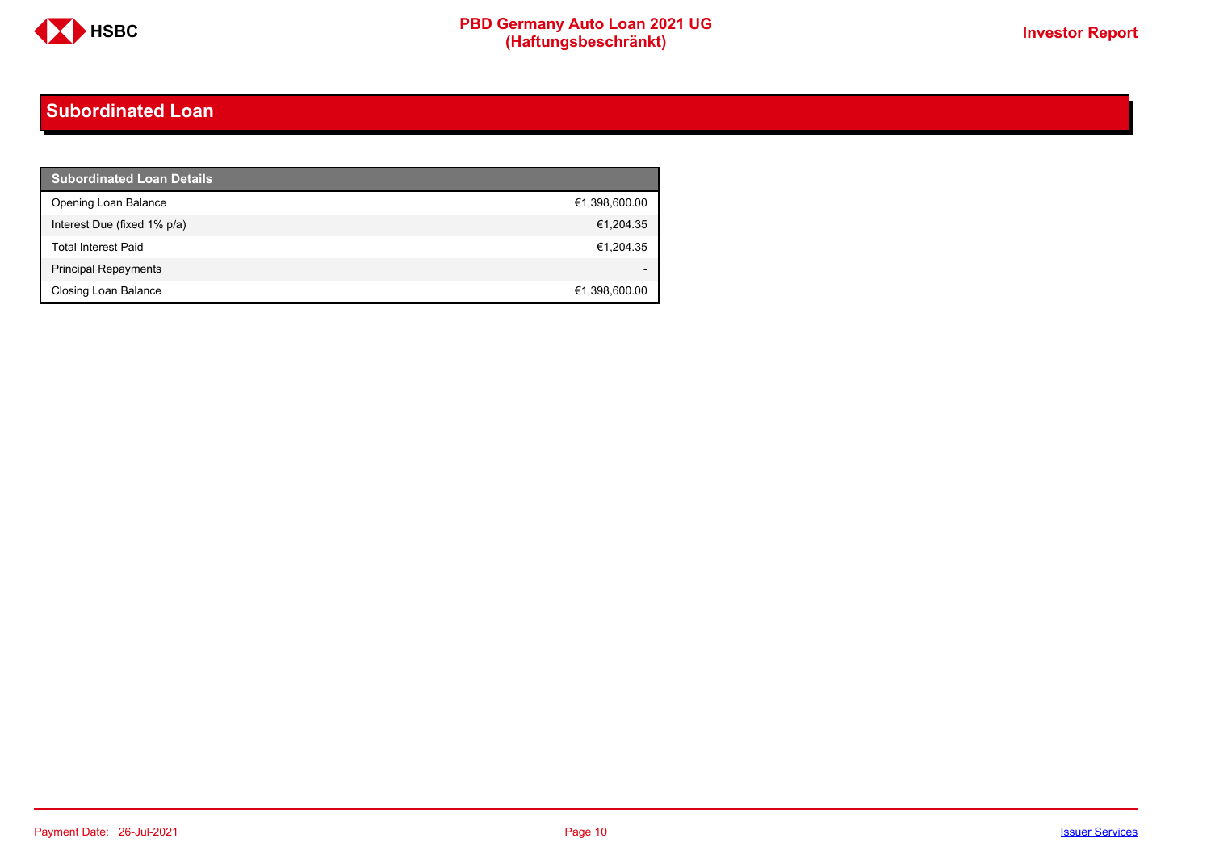## Subordinated Loan

| Subordinated Loan Details | |
|---|---|
| Opening Loan Balance | €1,398,600.00 |
| Interest Due (fixed 1% p/a) | €1,204.35 |
| Total Interest Paid | €1,204.35 |
| Principal Repayments | - |
| Closing Loan Balance | €1,398,600.00 |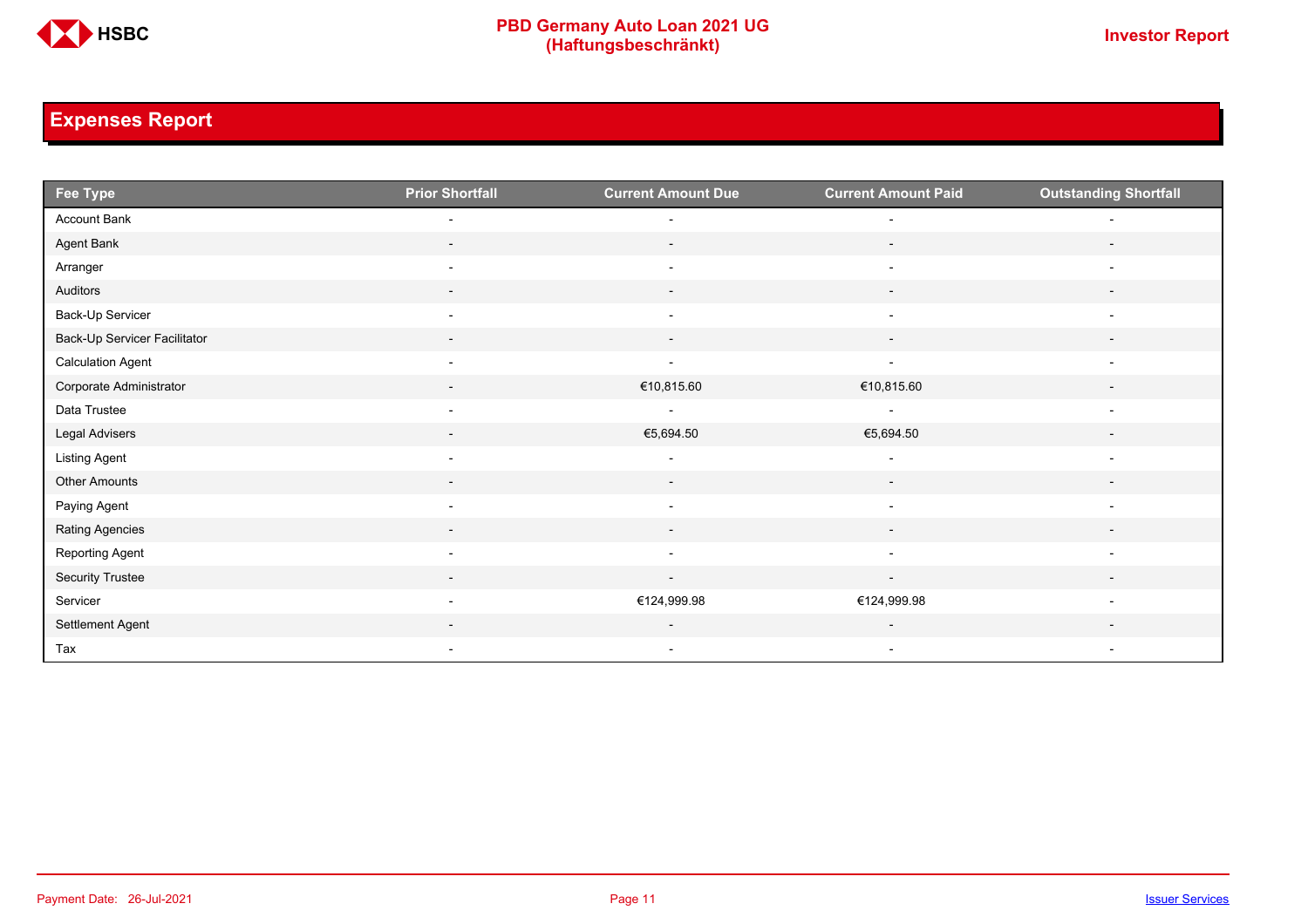## Expenses Report

| Fee Type | Prior Shortfall | Current Amount Due | Current Amount Paid | Outstanding Shortfall |
|---|---|---|---|---|
| Account Bank | - | - | - | - |
| Agent Bank | - | - | - | - |
| Arranger | - | - | - | - |
| Auditors | - | - | - | - |
| Back-Up Servicer | - | - | - | - |
| Back-Up Servicer Facilitator | - | - | - | - |
| Calculation Agent | - | - | - | - |
| Corporate Administrator | - | €10,815.60 | €10,815.60 | - |
| Data Trustee | - | - | - | - |
| Legal Advisers | - | €5,694.50 | €5,694.50 | - |
| Listing Agent | - | - | - | - |
| Other Amounts | - | - | - | - |
| Paying Agent | - | - | - | - |
| Rating Agencies | - | - | - | - |
| Reporting Agent | - | - | - | - |
| Security Trustee | - | - | - | - |
| Servicer | - | €124,999.98 | €124,999.98 | - |
| Settlement Agent | - | - | - | - |
| Tax | - | - | - | - |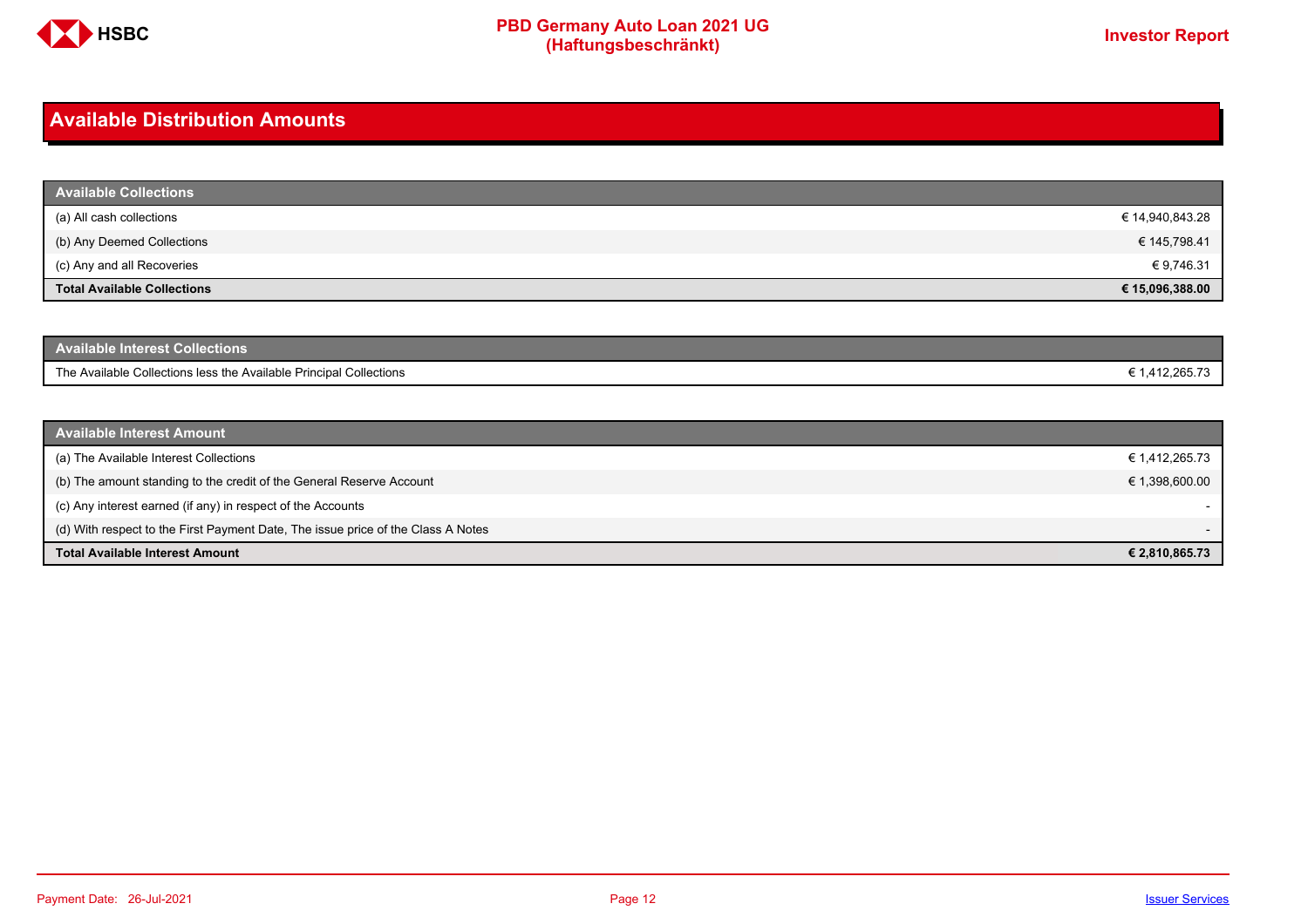## Available Distribution Amounts

| Available Collections | |
|---|---|
| (a) All cash collections | € 14,940,843.28 |
| (b) Any Deemed Collections | € 145,798.41 |
| (c) Any and all Recoveries | € 9,746.31 |
| **Total Available Collections** | **€ 15,096,388.00** |

| Available Interest Collections | |
|---|---|
| The Available Collections less the Available Principal Collections | € 1,412,265.73 |

| Available Interest Amount | |
|---|---|
| (a) The Available Interest Collections | € 1,412,265.73 |
| (b) The amount standing to the credit of the General Reserve Account | € 1,398,600.00 |
| (c) Any interest earned (if any) in respect of the Accounts | - |
| (d) With respect to the First Payment Date, The issue price of the Class A Notes | - |
| **Total Available Interest Amount** | **€ 2,810,865.73** |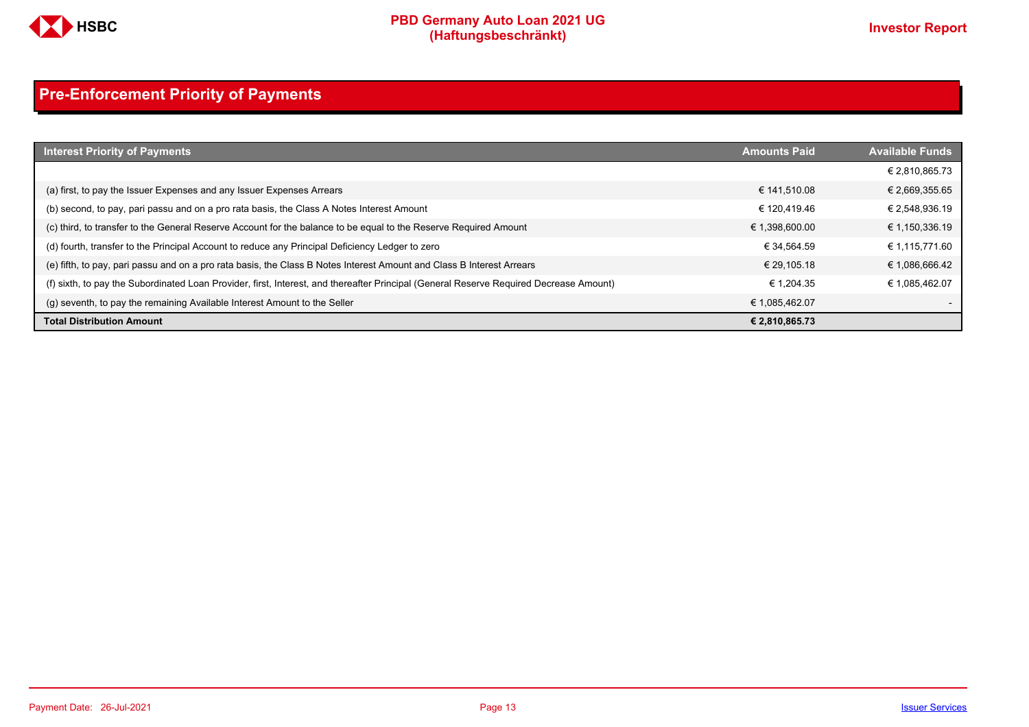## Pre-Enforcement Priority of Payments

| Interest Priority of Payments | Amounts Paid | Available Funds |
|---|---|---|
| | | € 2,810,865.73 |
| (a) first, to pay the Issuer Expenses and any Issuer Expenses Arrears | € 141,510.08 | € 2,669,355.65 |
| (b) second, to pay, pari passu and on a pro rata basis, the Class A Notes Interest Amount | € 120,419.46 | € 2,548,936.19 |
| (c) third, to transfer to the General Reserve Account for the balance to be equal to the Reserve Required Amount | € 1,398,600.00 | € 1,150,336.19 |
| (d) fourth, transfer to the Principal Account to reduce any Principal Deficiency Ledger to zero | € 34,564.59 | € 1,115,771.60 |
| (e) fifth, to pay, pari passu and on a pro rata basis, the Class B Notes Interest Amount and Class B Interest Arrears | € 29,105.18 | € 1,086,666.42 |
| (f) sixth, to pay the Subordinated Loan Provider, first, Interest, and thereafter Principal (General Reserve Required Decrease Amount) | € 1,204.35 | € 1,085,462.07 |
| (g) seventh, to pay the remaining Available Interest Amount to the Seller | € 1,085,462.07 | - |
| **Total Distribution Amount** | **€ 2,810,865.73** | |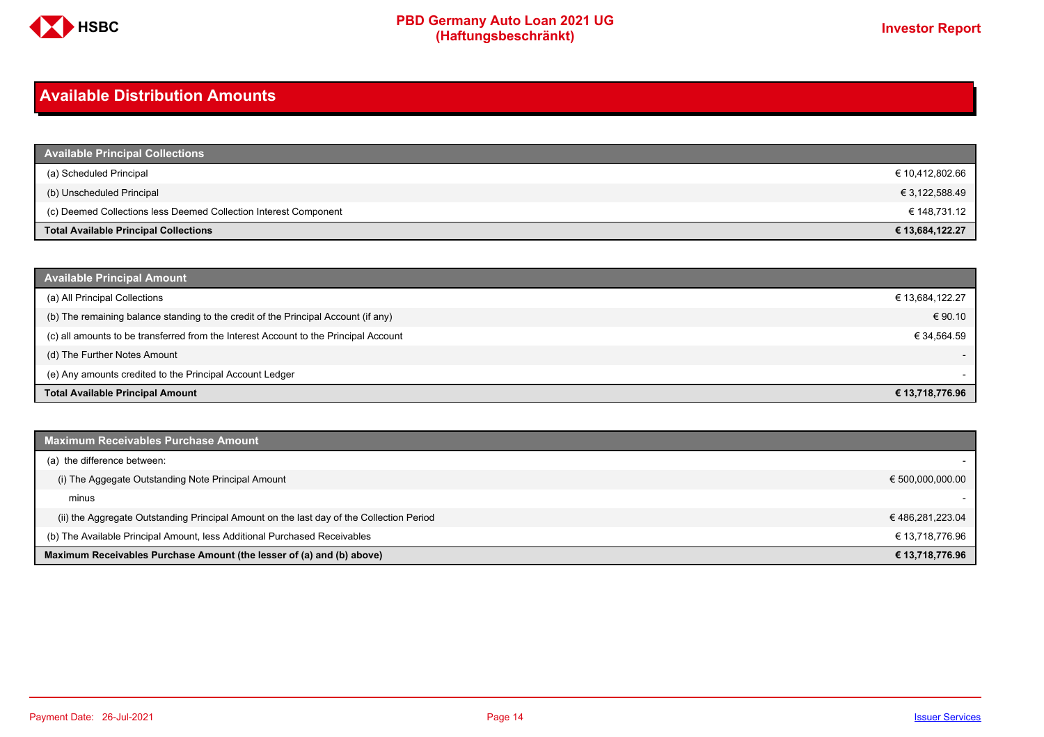## Available Distribution Amounts

| Available Principal Collections | |
|---|---|
| (a) Scheduled Principal | € 10,412,802.66 |
| (b) Unscheduled Principal | € 3,122,588.49 |
| (c) Deemed Collections less Deemed Collection Interest Component | € 148,731.12 |
| **Total Available Principal Collections** | **€ 13,684,122.27** |

| Available Principal Amount | |
|---|---|
| (a) All Principal Collections | € 13,684,122.27 |
| (b) The remaining balance standing to the credit of the Principal Account (if any) | € 90.10 |
| (c) all amounts to be transferred from the Interest Account to the Principal Account | € 34,564.59 |
| (d) The Further Notes Amount | - |
| (e) Any amounts credited to the Principal Account Ledger | - |
| **Total Available Principal Amount** | **€ 13,718,776.96** |

| Maximum Receivables Purchase Amount | |
|---|---|
| (a) the difference between: | - |
| (i) The Aggegate Outstanding Note Principal Amount | € 500,000,000.00 |
| minus | - |
| (ii) the Aggregate Outstanding Principal Amount on the last day of the Collection Period | € 486,281,223.04 |
| (b) The Available Principal Amount, less Additional Purchased Receivables | € 13,718,776.96 |
| **Maximum Receivables Purchase Amount (the lesser of (a) and (b) above)** | **€ 13,718,776.96** |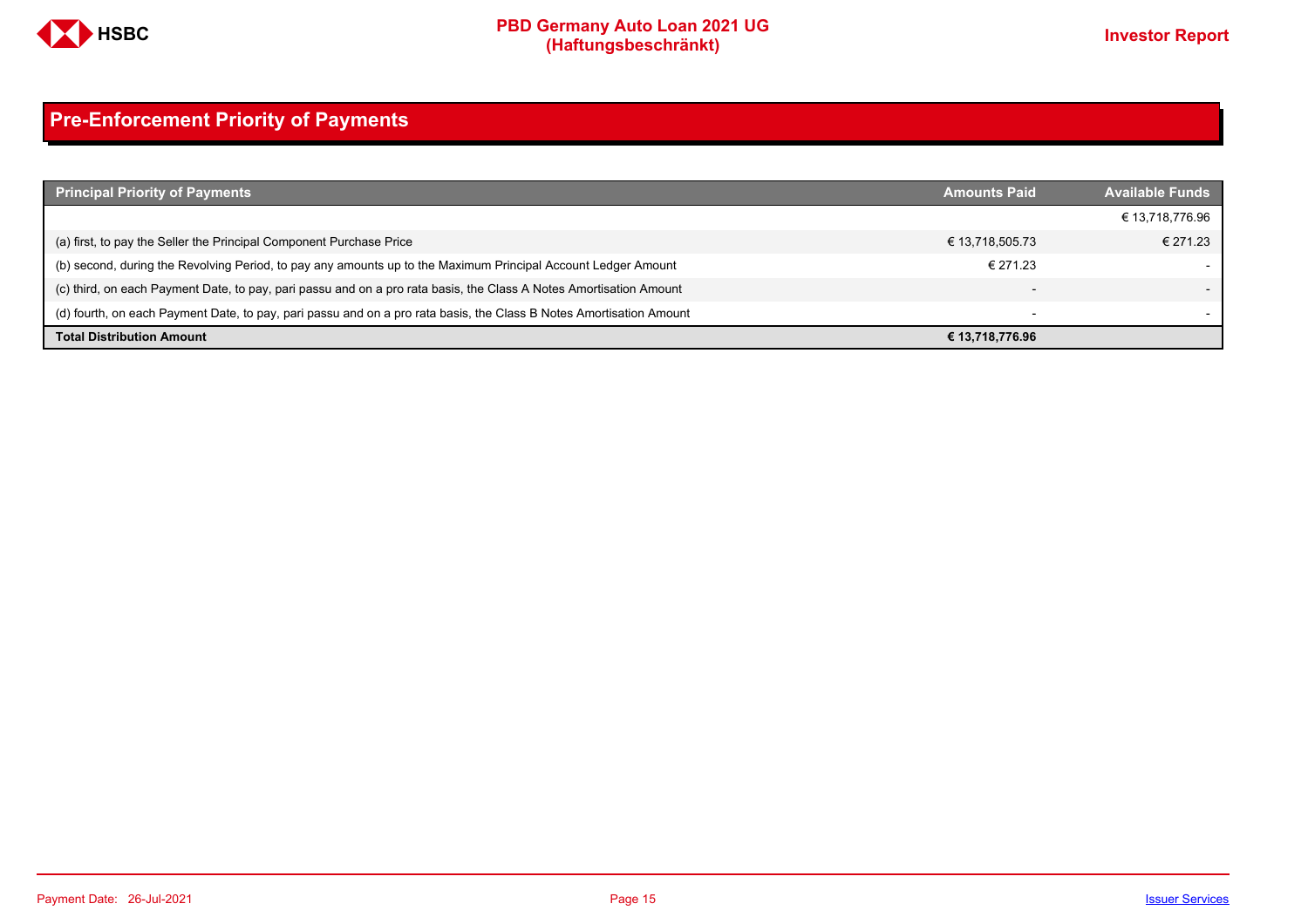## Pre-Enforcement Priority of Payments

| Principal Priority of Payments | Amounts Paid | Available Funds |
|---|---|---|
| | | € 13,718,776.96 |
| (a) first, to pay the Seller the Principal Component Purchase Price | € 13,718,505.73 | € 271.23 |
| (b) second, during the Revolving Period, to pay any amounts up to the Maximum Principal Account Ledger Amount | € 271.23 | - |
| (c) third, on each Payment Date, to pay, pari passu and on a pro rata basis, the Class A Notes Amortisation Amount | - | - |
| (d) fourth, on each Payment Date, to pay, pari passu and on a pro rata basis, the Class B Notes Amortisation Amount | - | - |
| **Total Distribution Amount** | **€ 13,718,776.96** | |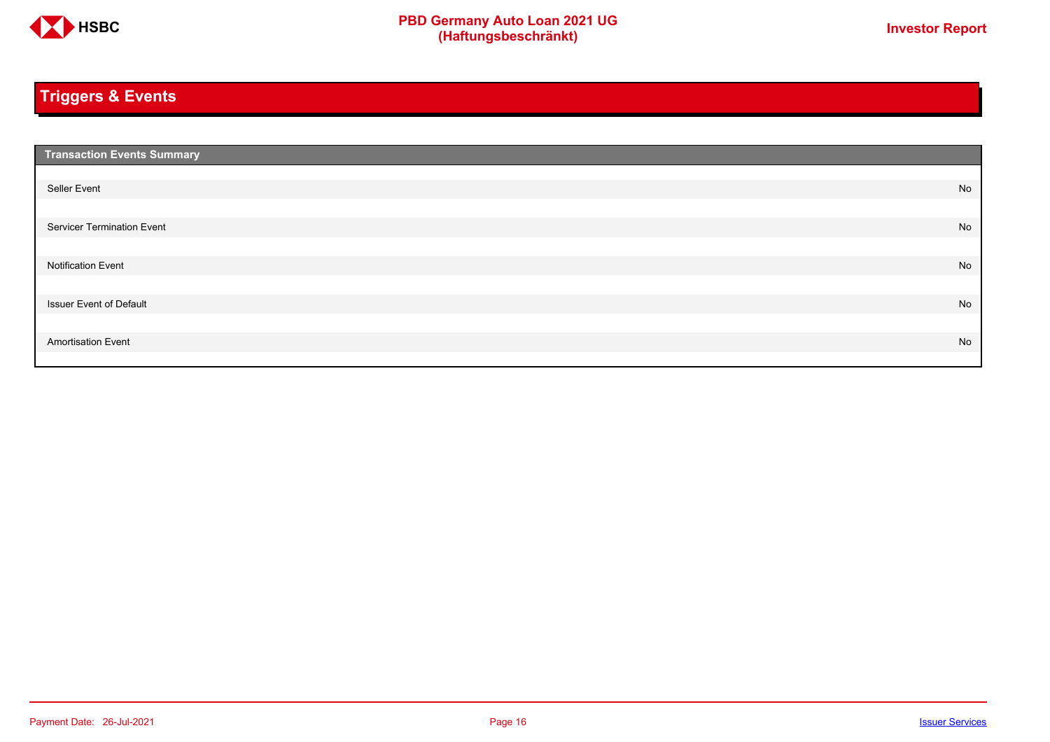## Triggers & Events

| Transaction Events Summary | |
|---|---|
| Seller Event | No |
| Servicer Termination Event | No |
| Notification Event | No |
| Issuer Event of Default | No |
| Amortisation Event | No |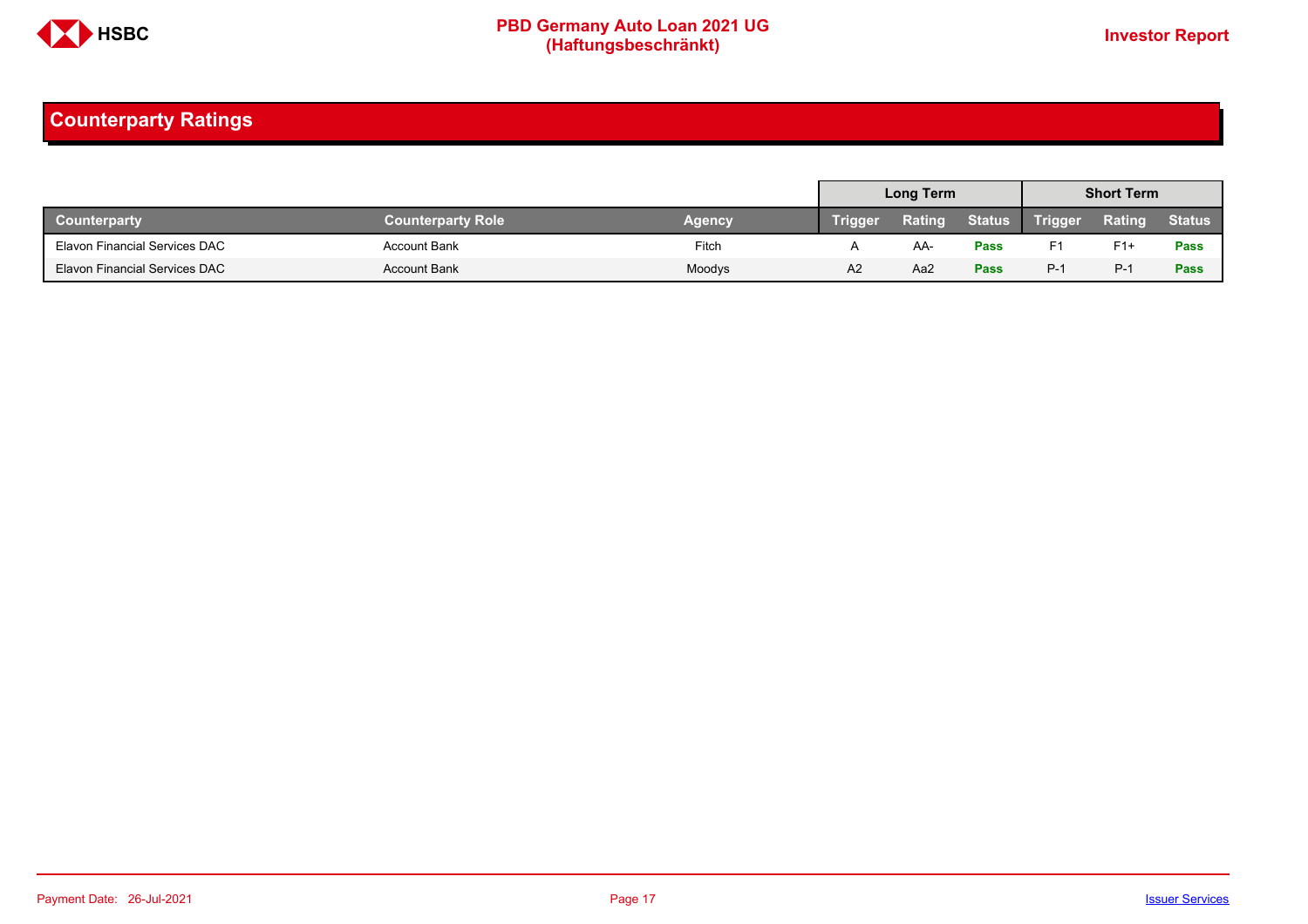## Counterparty Ratings

| | | | Long Term | | | Short Term | | |
|---|---|---|---|---|---|---|---|---|
| **Counterparty** | **Counterparty Role** | **Agency** | **Trigger** | **Rating** | **Status** | **Trigger** | **Rating** | **Status** |
| Elavon Financial Services DAC | Account Bank | Fitch | A | AA- | **Pass** | F1 | F1+ | **Pass** |
| Elavon Financial Services DAC | Account Bank | Moodys | A2 | Aa2 | **Pass** | P-1 | P-1 | **Pass** |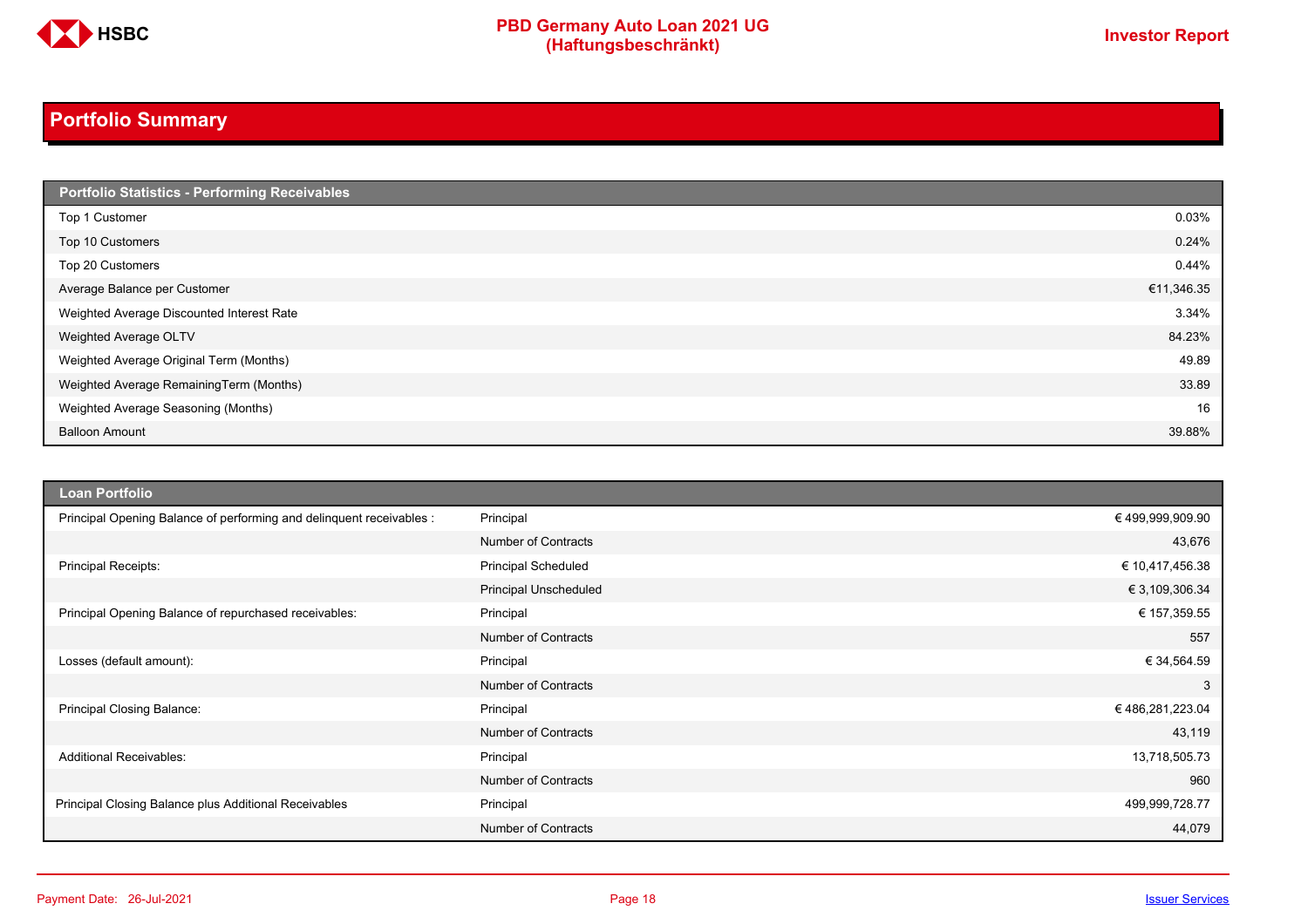# Portfolio Summary

| Portfolio Statistics - Performing Receivables | |
|---|---|
| Top 1 Customer | 0.03% |
| Top 10 Customers | 0.24% |
| Top 20 Customers | 0.44% |
| Average Balance per Customer | €11,346.35 |
| Weighted Average Discounted Interest Rate | 3.34% |
| Weighted Average OLTV | 84.23% |
| Weighted Average Original Term (Months) | 49.89 |
| Weighted Average RemainingTerm (Months) | 33.89 |
| Weighted Average Seasoning (Months) | 16 |
| Balloon Amount | 39.88% |

| Loan Portfolio | | |
|---|---|---|
| Principal Opening Balance of performing and delinquent receivables : | Principal | € 499,999,909.90 |
| | Number of Contracts | 43,676 |
| Principal Receipts: | Principal Scheduled | € 10,417,456.38 |
| | Principal Unscheduled | € 3,109,306.34 |
| Principal Opening Balance of repurchased receivables: | Principal | € 157,359.55 |
| | Number of Contracts | 557 |
| Losses (default amount): | Principal | € 34,564.59 |
| | Number of Contracts | 3 |
| Principal Closing Balance: | Principal | € 486,281,223.04 |
| | Number of Contracts | 43,119 |
| Additional Receivables: | Principal | 13,718,505.73 |
| | Number of Contracts | 960 |
| Principal Closing Balance plus Additional Receivables | Principal | 499,999,728.77 |
| | Number of Contracts | 44,079 |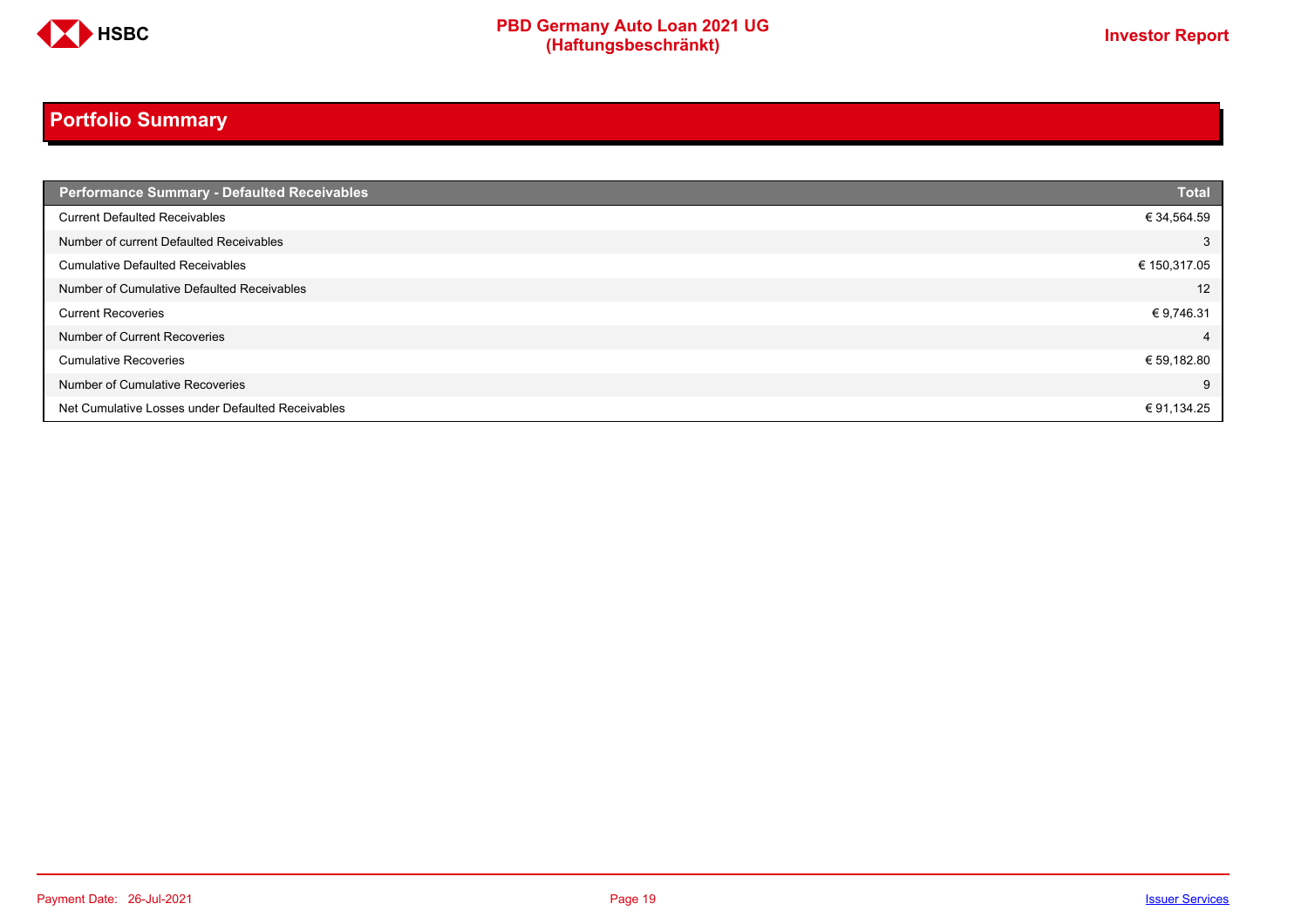## Portfolio Summary

| Performance Summary - Defaulted Receivables | Total |
|---|---|
| Current Defaulted Receivables | € 34,564.59 |
| Number of current Defaulted Receivables | 3 |
| Cumulative Defaulted Receivables | € 150,317.05 |
| Number of Cumulative Defaulted Receivables | 12 |
| Current Recoveries | € 9,746.31 |
| Number of Current Recoveries | 4 |
| Cumulative Recoveries | € 59,182.80 |
| Number of Cumulative Recoveries | 9 |
| Net Cumulative Losses under Defaulted Receivables | € 91,134.25 |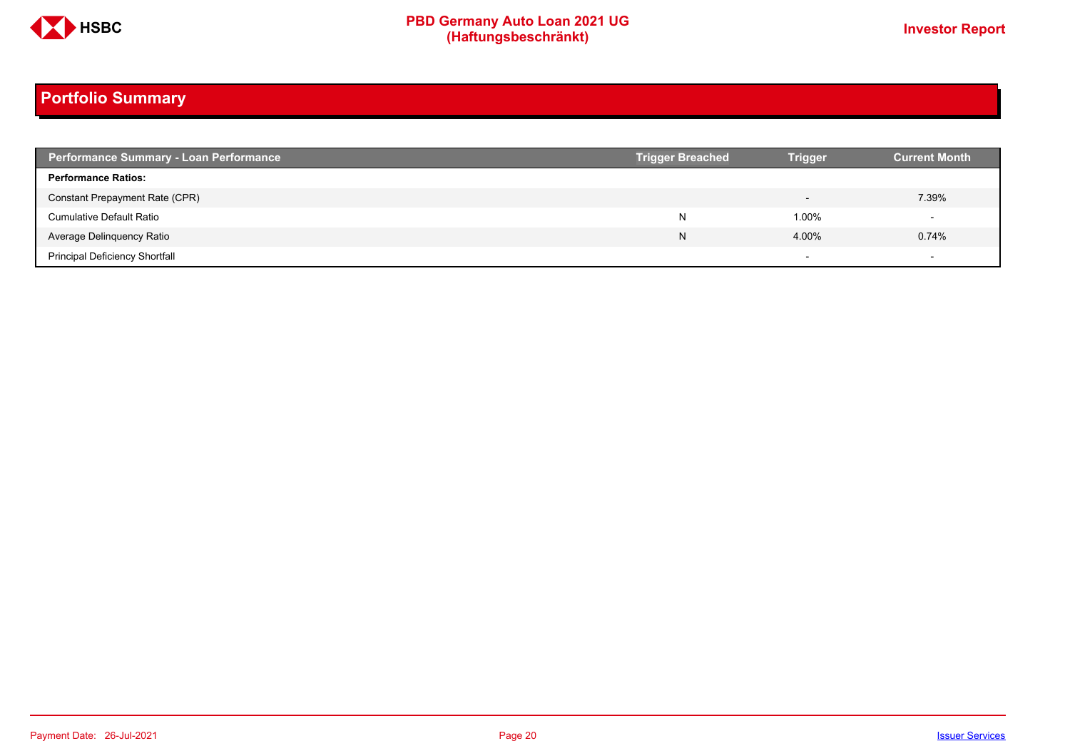## Portfolio Summary

| Performance Summary - Loan Performance | Trigger Breached | Trigger | Current Month |
|---|---|---|---|
| **Performance Ratios:** | | | |
| Constant Prepayment Rate (CPR) | | - | 7.39% |
| Cumulative Default Ratio | N | 1.00% | - |
| Average Delinquency Ratio | N | 4.00% | 0.74% |
| Principal Deficiency Shortfall | | - | - |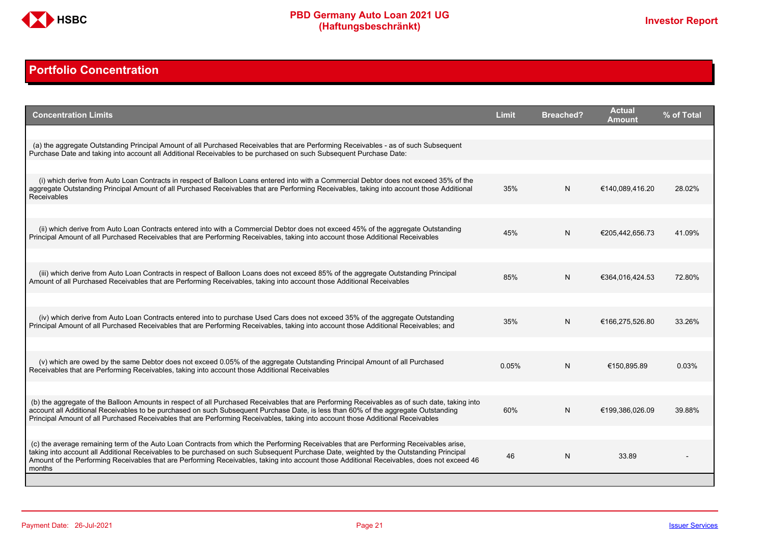## Portfolio Concentration

| Concentration Limits | Limit | Breached? | Actual Amount | % of Total |
|---|---|---|---|---|
| (a) the aggregate Outstanding Principal Amount of all Purchased Receivables that are Performing Receivables - as of such Subsequent Purchase Date and taking into account all Additional Receivables to be purchased on such Subsequent Purchase Date: | | | | |
| (i) which derive from Auto Loan Contracts in respect of Balloon Loans entered into with a Commercial Debtor does not exceed 35% of the aggregate Outstanding Principal Amount of all Purchased Receivables that are Performing Receivables, taking into account those Additional Receivables | 35% | N | €140,089,416.20 | 28.02% |
| (ii) which derive from Auto Loan Contracts entered into with a Commercial Debtor does not exceed 45% of the aggregate Outstanding Principal Amount of all Purchased Receivables that are Performing Receivables, taking into account those Additional Receivables | 45% | N | €205,442,656.73 | 41.09% |
| (iii) which derive from Auto Loan Contracts in respect of Balloon Loans does not exceed 85% of the aggregate Outstanding Principal Amount of all Purchased Receivables that are Performing Receivables, taking into account those Additional Receivables | 85% | N | €364,016,424.53 | 72.80% |
| (iv) which derive from Auto Loan Contracts entered into to purchase Used Cars does not exceed 35% of the aggregate Outstanding Principal Amount of all Purchased Receivables that are Performing Receivables, taking into account those Additional Receivables; and | 35% | N | €166,275,526.80 | 33.26% |
| (v) which are owed by the same Debtor does not exceed 0.05% of the aggregate Outstanding Principal Amount of all Purchased Receivables that are Performing Receivables, taking into account those Additional Receivables | 0.05% | N | €150,895.89 | 0.03% |
| (b) the aggregate of the Balloon Amounts in respect of all Purchased Receivables that are Performing Receivables as of such date, taking into account all Additional Receivables to be purchased on such Subsequent Purchase Date, is less than 60% of the aggregate Outstanding Principal Amount of all Purchased Receivables that are Performing Receivables, taking into account those Additional Receivables | 60% | N | €199,386,026.09 | 39.88% |
| (c) the average remaining term of the Auto Loan Contracts from which the Performing Receivables that are Performing Receivables arise, taking into account all Additional Receivables to be purchased on such Subsequent Purchase Date, weighted by the Outstanding Principal Amount of the Performing Receivables that are Performing Receivables, taking into account those Additional Receivables, does not exceed 46 months | 46 | N | 33.89 | - |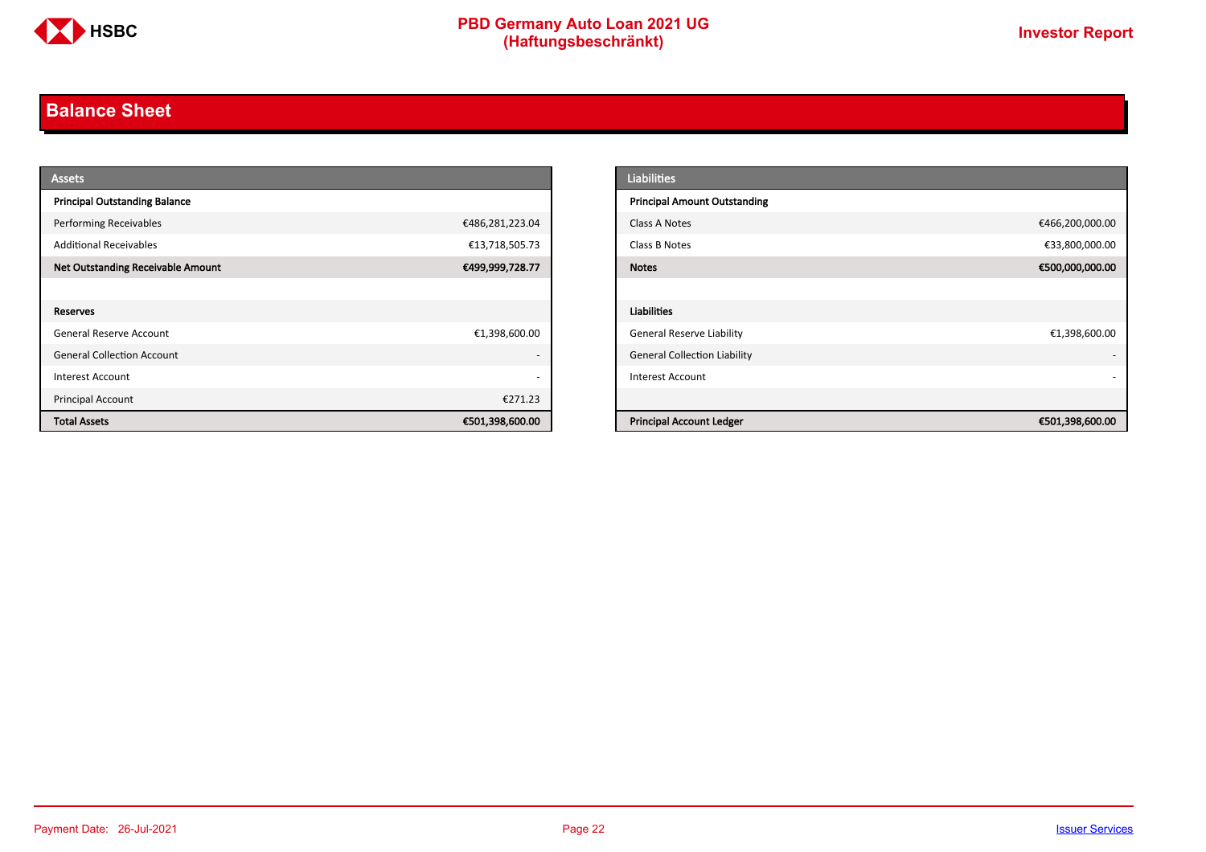## Balance Sheet

| Assets | |
|---|---|
| **Principal Outstanding Balance** | |
| Performing Receivables | €486,281,223.04 |
| Additional Receivables | €13,718,505.73 |
| **Net Outstanding Receivable Amount** | **€499,999,728.77** |
| | |
| **Reserves** | |
| General Reserve Account | €1,398,600.00 |
| General Collection Account | - |
| Interest Account | - |
| Principal Account | €271.23 |
| **Total Assets** | **€501,398,600.00** |

| Liabilities | |
|---|---|
| **Principal Amount Outstanding** | |
| Class A Notes | €466,200,000.00 |
| Class B Notes | €33,800,000.00 |
| **Notes** | **€500,000,000.00** |
| | |
| **Liabilities** | |
| General Reserve Liability | €1,398,600.00 |
| General Collection Liability | - |
| Interest Account | - |
| | |
| **Principal Account Ledger** | **€501,398,600.00** |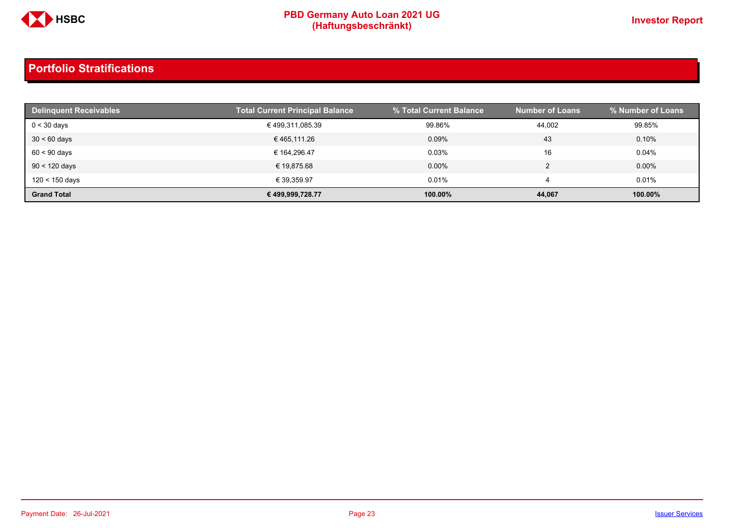## Portfolio Stratifications

| Delinquent Receivables | Total Current Principal Balance | % Total Current Balance | Number of Loans | % Number of Loans |
|---|---|---|---|---|
| 0 < 30 days | € 499,311,085.39 | 99.86% | 44,002 | 99.85% |
| 30 < 60 days | € 465,111.26 | 0.09% | 43 | 0.10% |
| 60 < 90 days | € 164,296.47 | 0.03% | 16 | 0.04% |
| 90 < 120 days | € 19,875.68 | 0.00% | 2 | 0.00% |
| 120 < 150 days | € 39,359.97 | 0.01% | 4 | 0.01% |
| **Grand Total** | **€ 499,999,728.77** | **100.00%** | **44,067** | **100.00%** |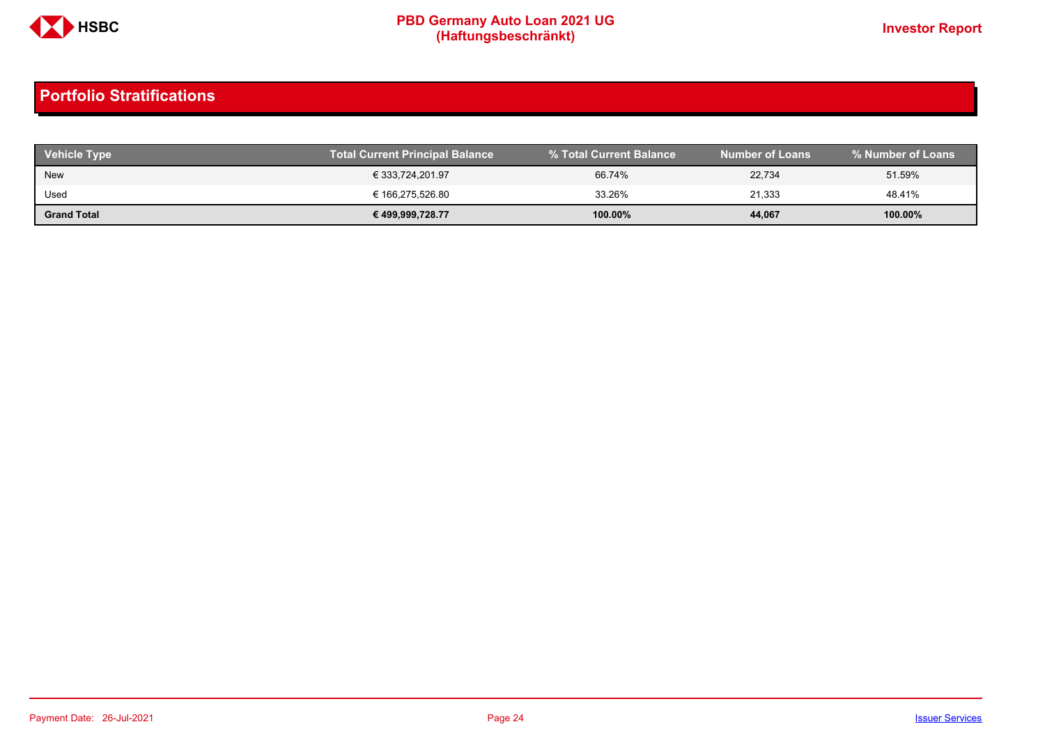## Portfolio Stratifications

| Vehicle Type | Total Current Principal Balance | % Total Current Balance | Number of Loans | % Number of Loans |
|---|---|---|---|---|
| New | € 333,724,201.97 | 66.74% | 22,734 | 51.59% |
| Used | € 166,275,526.80 | 33.26% | 21,333 | 48.41% |
| **Grand Total** | **€ 499,999,728.77** | **100.00%** | **44,067** | **100.00%** |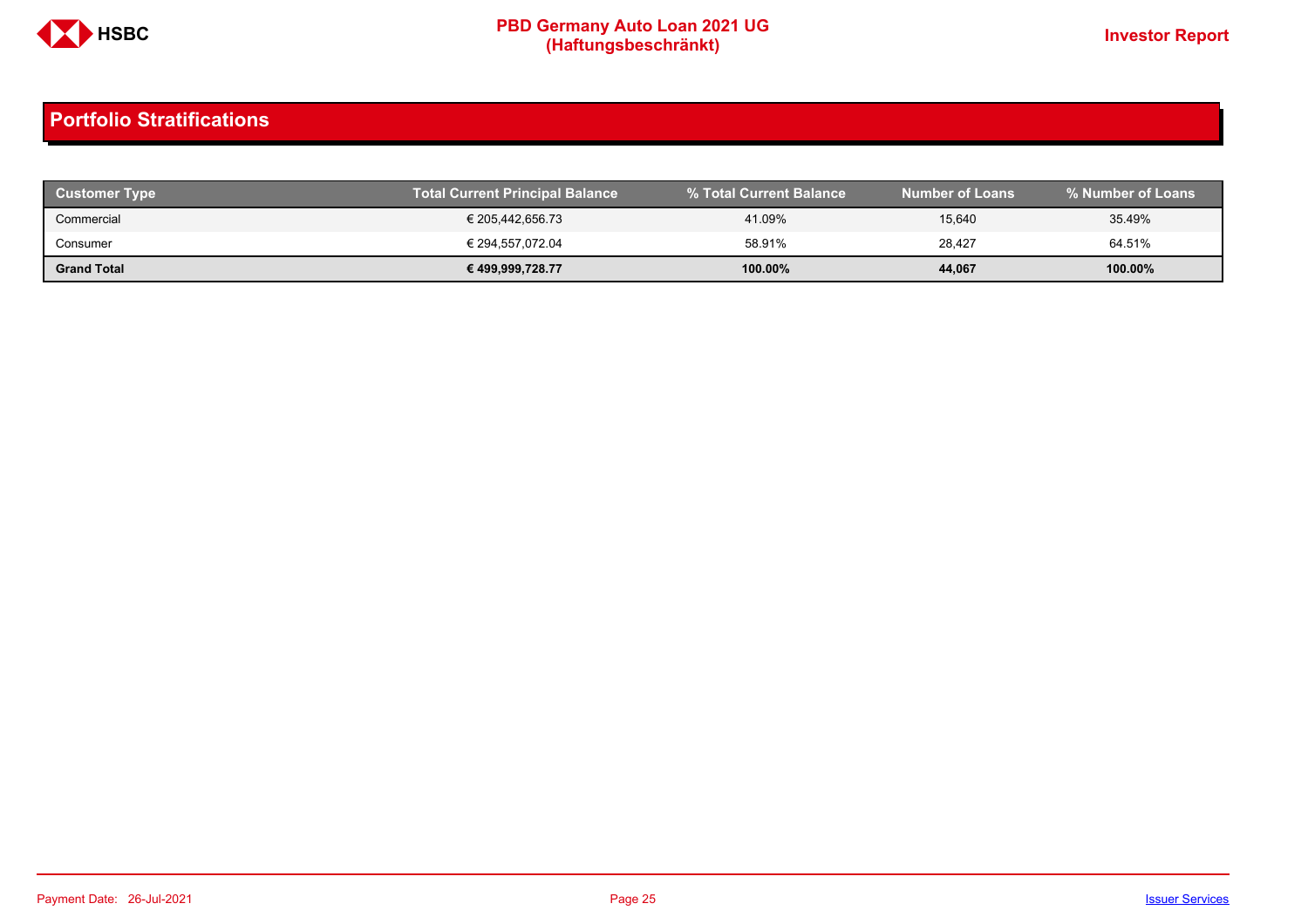## Portfolio Stratifications

| Customer Type | Total Current Principal Balance | % Total Current Balance | Number of Loans | % Number of Loans |
|---|---|---|---|---|
| Commercial | € 205,442,656.73 | 41.09% | 15,640 | 35.49% |
| Consumer | € 294,557,072.04 | 58.91% | 28,427 | 64.51% |
| **Grand Total** | **€ 499,999,728.77** | **100.00%** | **44,067** | **100.00%** |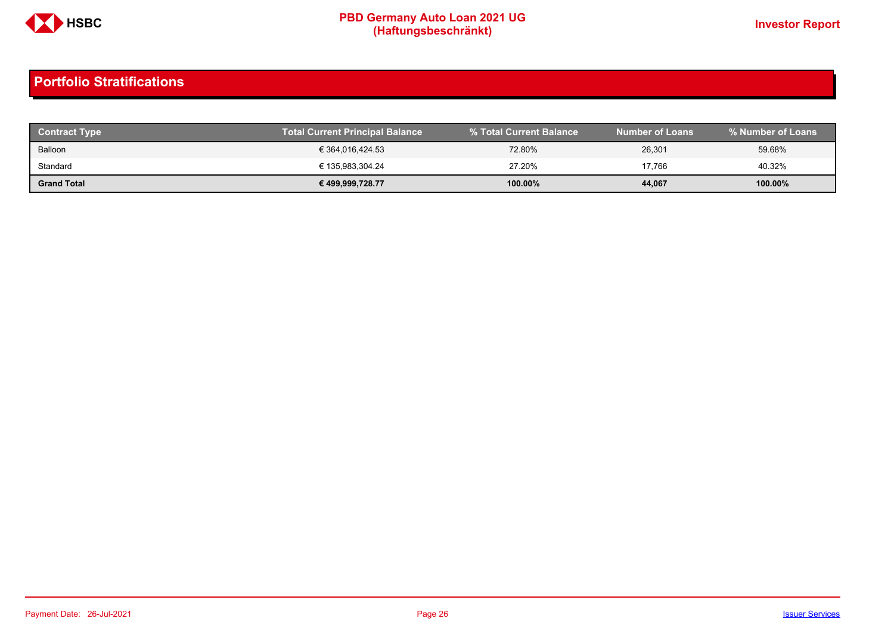## Portfolio Stratifications

| Contract Type | Total Current Principal Balance | % Total Current Balance | Number of Loans | % Number of Loans |
|---|---|---|---|---|
| Balloon | € 364,016,424.53 | 72.80% | 26,301 | 59.68% |
| Standard | € 135,983,304.24 | 27.20% | 17,766 | 40.32% |
| **Grand Total** | **€ 499,999,728.77** | **100.00%** | **44,067** | **100.00%** |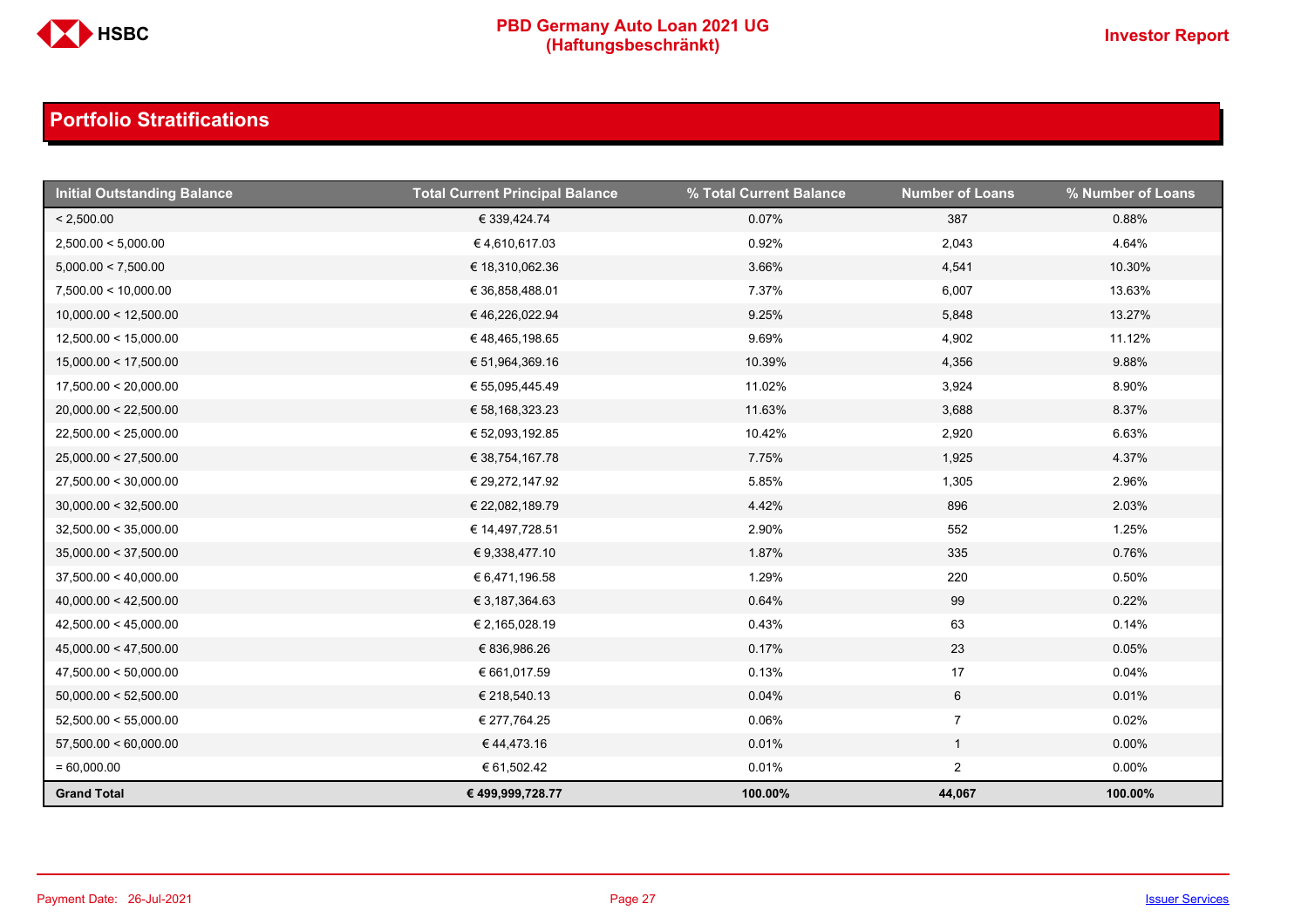## Portfolio Stratifications

| Initial Outstanding Balance | Total Current Principal Balance | % Total Current Balance | Number of Loans | % Number of Loans |
|---|---|---|---|---|
| < 2,500.00 | € 339,424.74 | 0.07% | 387 | 0.88% |
| 2,500.00 < 5,000.00 | € 4,610,617.03 | 0.92% | 2,043 | 4.64% |
| 5,000.00 < 7,500.00 | € 18,310,062.36 | 3.66% | 4,541 | 10.30% |
| 7,500.00 < 10,000.00 | € 36,858,488.01 | 7.37% | 6,007 | 13.63% |
| 10,000.00 < 12,500.00 | € 46,226,022.94 | 9.25% | 5,848 | 13.27% |
| 12,500.00 < 15,000.00 | € 48,465,198.65 | 9.69% | 4,902 | 11.12% |
| 15,000.00 < 17,500.00 | € 51,964,369.16 | 10.39% | 4,356 | 9.88% |
| 17,500.00 < 20,000.00 | € 55,095,445.49 | 11.02% | 3,924 | 8.90% |
| 20,000.00 < 22,500.00 | € 58,168,323.23 | 11.63% | 3,688 | 8.37% |
| 22,500.00 < 25,000.00 | € 52,093,192.85 | 10.42% | 2,920 | 6.63% |
| 25,000.00 < 27,500.00 | € 38,754,167.78 | 7.75% | 1,925 | 4.37% |
| 27,500.00 < 30,000.00 | € 29,272,147.92 | 5.85% | 1,305 | 2.96% |
| 30,000.00 < 32,500.00 | € 22,082,189.79 | 4.42% | 896 | 2.03% |
| 32,500.00 < 35,000.00 | € 14,497,728.51 | 2.90% | 552 | 1.25% |
| 35,000.00 < 37,500.00 | € 9,338,477.10 | 1.87% | 335 | 0.76% |
| 37,500.00 < 40,000.00 | € 6,471,196.58 | 1.29% | 220 | 0.50% |
| 40,000.00 < 42,500.00 | € 3,187,364.63 | 0.64% | 99 | 0.22% |
| 42,500.00 < 45,000.00 | € 2,165,028.19 | 0.43% | 63 | 0.14% |
| 45,000.00 < 47,500.00 | € 836,986.26 | 0.17% | 23 | 0.05% |
| 47,500.00 < 50,000.00 | € 661,017.59 | 0.13% | 17 | 0.04% |
| 50,000.00 < 52,500.00 | € 218,540.13 | 0.04% | 6 | 0.01% |
| 52,500.00 < 55,000.00 | € 277,764.25 | 0.06% | 7 | 0.02% |
| 57,500.00 < 60,000.00 | € 44,473.16 | 0.01% | 1 | 0.00% |
| = 60,000.00 | € 61,502.42 | 0.01% | 2 | 0.00% |
| **Grand Total** | **€ 499,999,728.77** | **100.00%** | **44,067** | **100.00%** |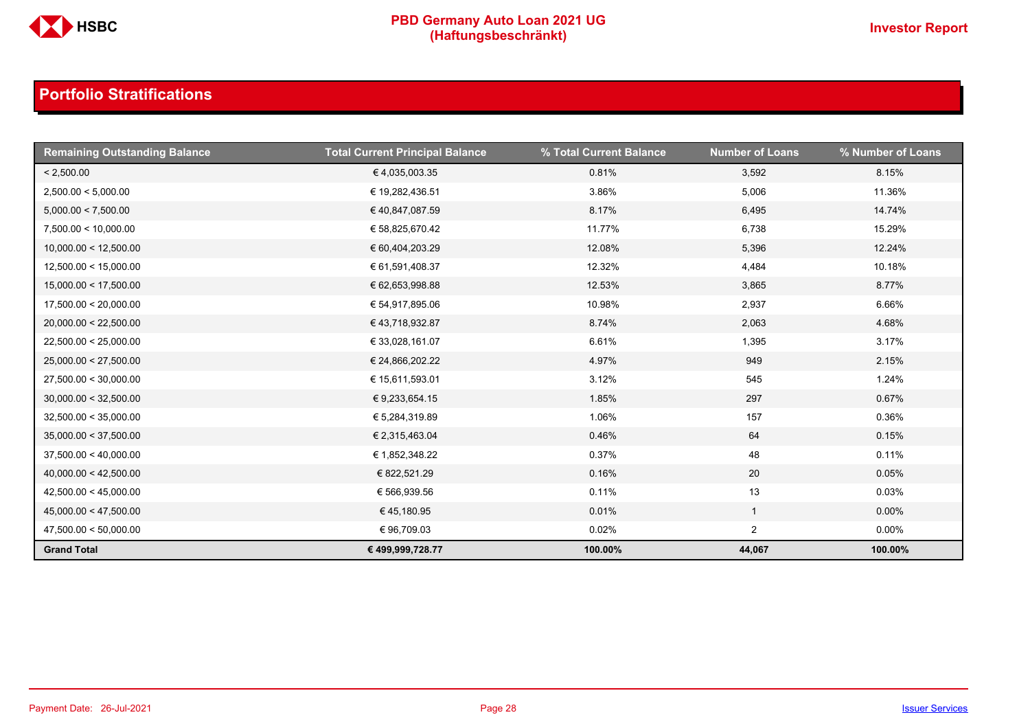## Portfolio Stratifications

| Remaining Outstanding Balance | Total Current Principal Balance | % Total Current Balance | Number of Loans | % Number of Loans |
|---|---|---|---|---|
| < 2,500.00 | € 4,035,003.35 | 0.81% | 3,592 | 8.15% |
| 2,500.00 < 5,000.00 | € 19,282,436.51 | 3.86% | 5,006 | 11.36% |
| 5,000.00 < 7,500.00 | € 40,847,087.59 | 8.17% | 6,495 | 14.74% |
| 7,500.00 < 10,000.00 | € 58,825,670.42 | 11.77% | 6,738 | 15.29% |
| 10,000.00 < 12,500.00 | € 60,404,203.29 | 12.08% | 5,396 | 12.24% |
| 12,500.00 < 15,000.00 | € 61,591,408.37 | 12.32% | 4,484 | 10.18% |
| 15,000.00 < 17,500.00 | € 62,653,998.88 | 12.53% | 3,865 | 8.77% |
| 17,500.00 < 20,000.00 | € 54,917,895.06 | 10.98% | 2,937 | 6.66% |
| 20,000.00 < 22,500.00 | € 43,718,932.87 | 8.74% | 2,063 | 4.68% |
| 22,500.00 < 25,000.00 | € 33,028,161.07 | 6.61% | 1,395 | 3.17% |
| 25,000.00 < 27,500.00 | € 24,866,202.22 | 4.97% | 949 | 2.15% |
| 27,500.00 < 30,000.00 | € 15,611,593.01 | 3.12% | 545 | 1.24% |
| 30,000.00 < 32,500.00 | € 9,233,654.15 | 1.85% | 297 | 0.67% |
| 32,500.00 < 35,000.00 | € 5,284,319.89 | 1.06% | 157 | 0.36% |
| 35,000.00 < 37,500.00 | € 2,315,463.04 | 0.46% | 64 | 0.15% |
| 37,500.00 < 40,000.00 | € 1,852,348.22 | 0.37% | 48 | 0.11% |
| 40,000.00 < 42,500.00 | € 822,521.29 | 0.16% | 20 | 0.05% |
| 42,500.00 < 45,000.00 | € 566,939.56 | 0.11% | 13 | 0.03% |
| 45,000.00 < 47,500.00 | € 45,180.95 | 0.01% | 1 | 0.00% |
| 47,500.00 < 50,000.00 | € 96,709.03 | 0.02% | 2 | 0.00% |
| **Grand Total** | **€ 499,999,728.77** | **100.00%** | **44,067** | **100.00%** |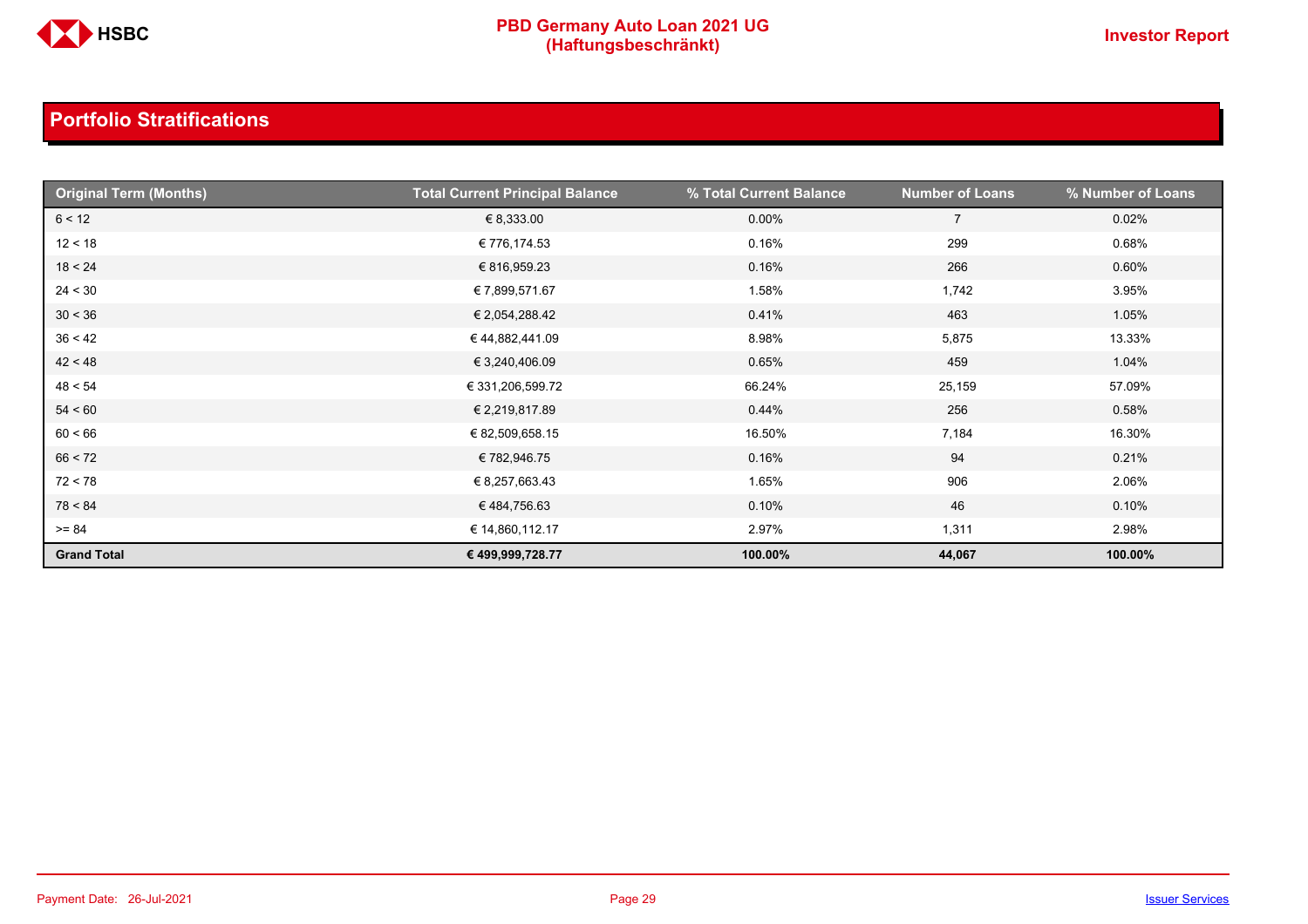## Portfolio Stratifications

| Original Term (Months) | Total Current Principal Balance | % Total Current Balance | Number of Loans | % Number of Loans |
|---|---|---|---|---|
| 6 < 12 | € 8,333.00 | 0.00% | 7 | 0.02% |
| 12 < 18 | € 776,174.53 | 0.16% | 299 | 0.68% |
| 18 < 24 | € 816,959.23 | 0.16% | 266 | 0.60% |
| 24 < 30 | € 7,899,571.67 | 1.58% | 1,742 | 3.95% |
| 30 < 36 | € 2,054,288.42 | 0.41% | 463 | 1.05% |
| 36 < 42 | € 44,882,441.09 | 8.98% | 5,875 | 13.33% |
| 42 < 48 | € 3,240,406.09 | 0.65% | 459 | 1.04% |
| 48 < 54 | € 331,206,599.72 | 66.24% | 25,159 | 57.09% |
| 54 < 60 | € 2,219,817.89 | 0.44% | 256 | 0.58% |
| 60 < 66 | € 82,509,658.15 | 16.50% | 7,184 | 16.30% |
| 66 < 72 | € 782,946.75 | 0.16% | 94 | 0.21% |
| 72 < 78 | € 8,257,663.43 | 1.65% | 906 | 2.06% |
| 78 < 84 | € 484,756.63 | 0.10% | 46 | 0.10% |
| >= 84 | € 14,860,112.17 | 2.97% | 1,311 | 2.98% |
| **Grand Total** | **€ 499,999,728.77** | **100.00%** | **44,067** | **100.00%** |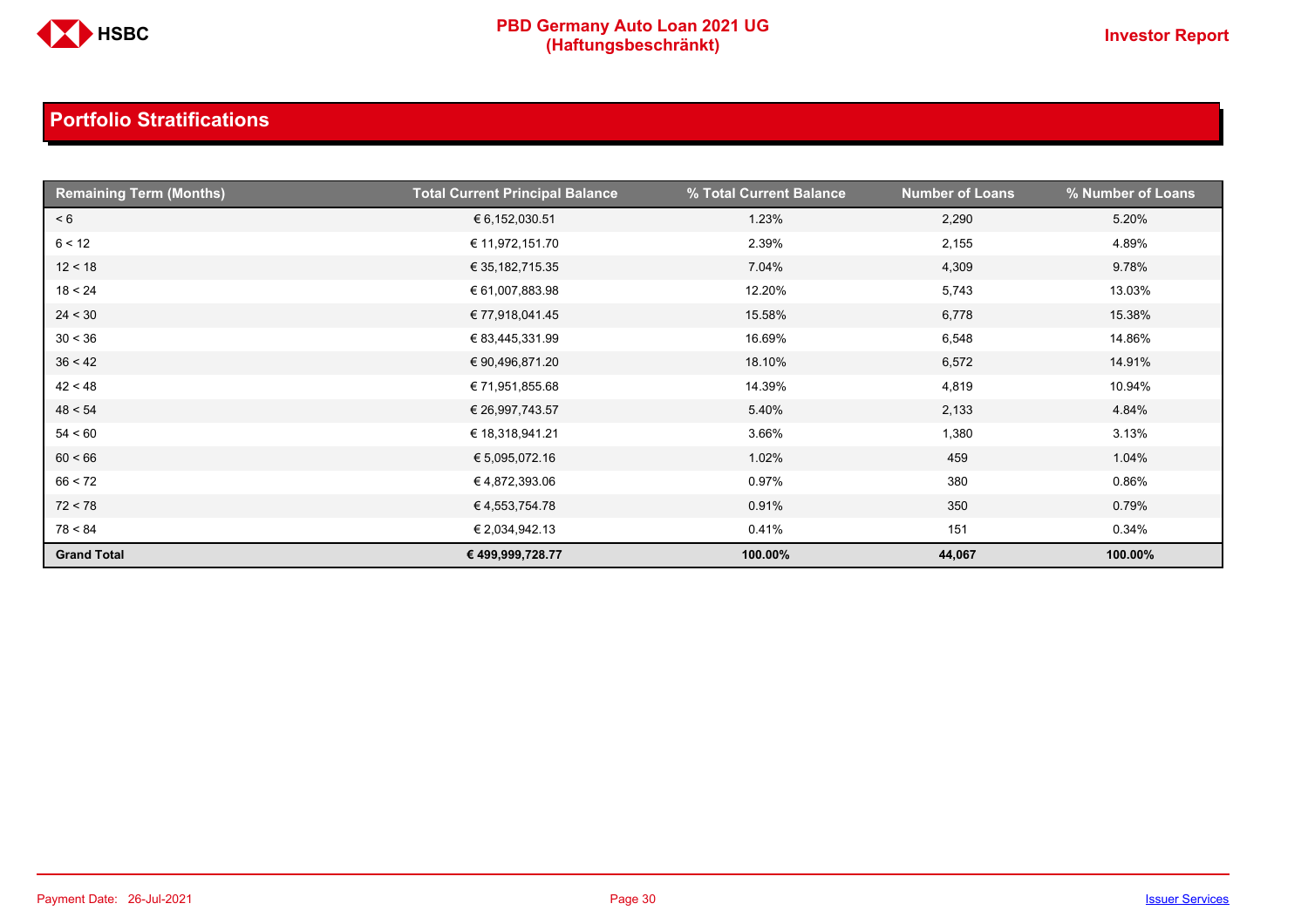## Portfolio Stratifications

| Remaining Term (Months) | Total Current Principal Balance | % Total Current Balance | Number of Loans | % Number of Loans |
|---|---|---|---|---|
| < 6 | € 6,152,030.51 | 1.23% | 2,290 | 5.20% |
| 6 < 12 | € 11,972,151.70 | 2.39% | 2,155 | 4.89% |
| 12 < 18 | € 35,182,715.35 | 7.04% | 4,309 | 9.78% |
| 18 < 24 | € 61,007,883.98 | 12.20% | 5,743 | 13.03% |
| 24 < 30 | € 77,918,041.45 | 15.58% | 6,778 | 15.38% |
| 30 < 36 | € 83,445,331.99 | 16.69% | 6,548 | 14.86% |
| 36 < 42 | € 90,496,871.20 | 18.10% | 6,572 | 14.91% |
| 42 < 48 | € 71,951,855.68 | 14.39% | 4,819 | 10.94% |
| 48 < 54 | € 26,997,743.57 | 5.40% | 2,133 | 4.84% |
| 54 < 60 | € 18,318,941.21 | 3.66% | 1,380 | 3.13% |
| 60 < 66 | € 5,095,072.16 | 1.02% | 459 | 1.04% |
| 66 < 72 | € 4,872,393.06 | 0.97% | 380 | 0.86% |
| 72 < 78 | € 4,553,754.78 | 0.91% | 350 | 0.79% |
| 78 < 84 | € 2,034,942.13 | 0.41% | 151 | 0.34% |
| **Grand Total** | **€ 499,999,728.77** | **100.00%** | **44,067** | **100.00%** |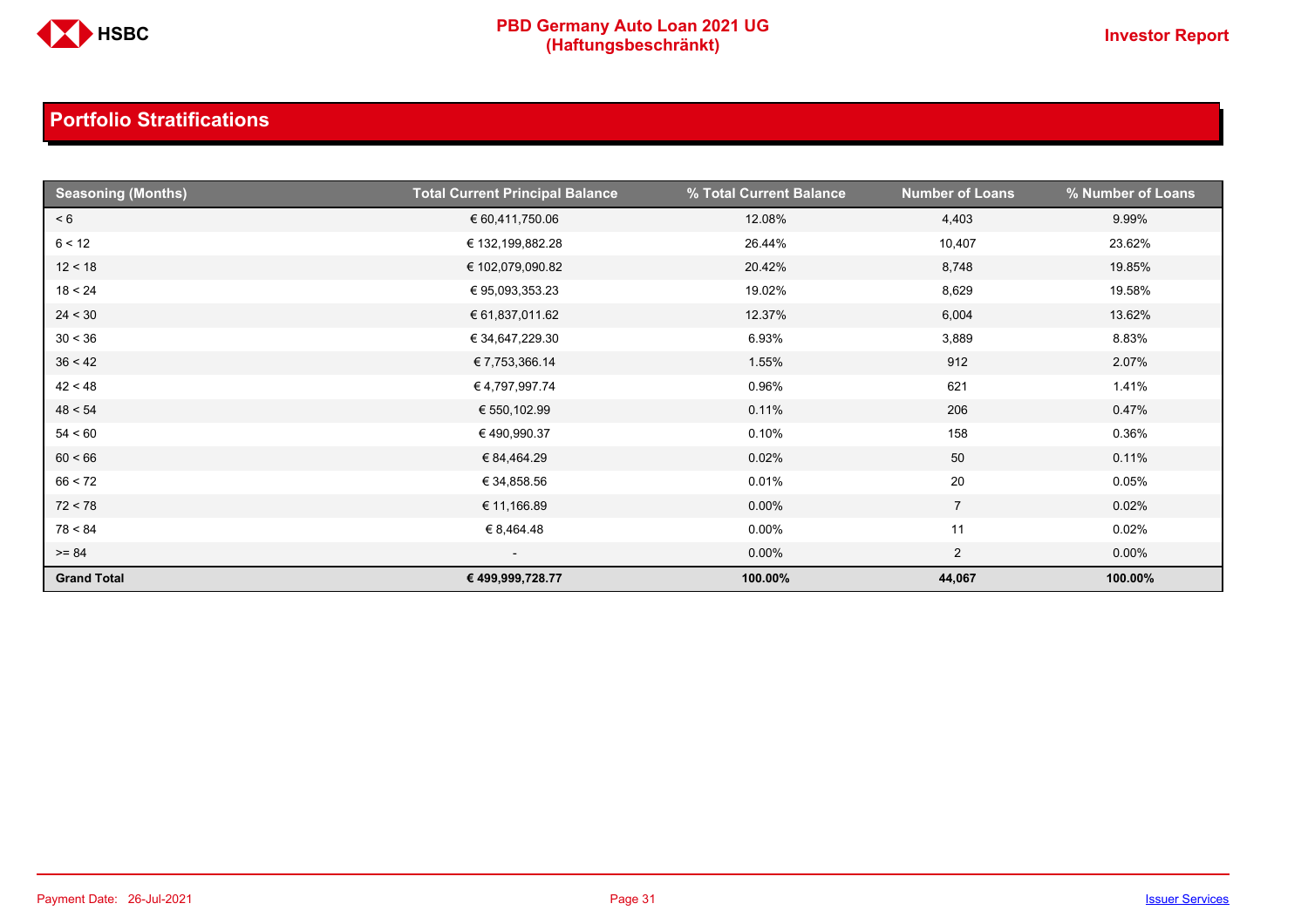## Portfolio Stratifications

| Seasoning (Months) | Total Current Principal Balance | % Total Current Balance | Number of Loans | % Number of Loans |
|---|---|---|---|---|
| < 6 | € 60,411,750.06 | 12.08% | 4,403 | 9.99% |
| 6 < 12 | € 132,199,882.28 | 26.44% | 10,407 | 23.62% |
| 12 < 18 | € 102,079,090.82 | 20.42% | 8,748 | 19.85% |
| 18 < 24 | € 95,093,353.23 | 19.02% | 8,629 | 19.58% |
| 24 < 30 | € 61,837,011.62 | 12.37% | 6,004 | 13.62% |
| 30 < 36 | € 34,647,229.30 | 6.93% | 3,889 | 8.83% |
| 36 < 42 | € 7,753,366.14 | 1.55% | 912 | 2.07% |
| 42 < 48 | € 4,797,997.74 | 0.96% | 621 | 1.41% |
| 48 < 54 | € 550,102.99 | 0.11% | 206 | 0.47% |
| 54 < 60 | € 490,990.37 | 0.10% | 158 | 0.36% |
| 60 < 66 | € 84,464.29 | 0.02% | 50 | 0.11% |
| 66 < 72 | € 34,858.56 | 0.01% | 20 | 0.05% |
| 72 < 78 | € 11,166.89 | 0.00% | 7 | 0.02% |
| 78 < 84 | € 8,464.48 | 0.00% | 11 | 0.02% |
| >= 84 | - | 0.00% | 2 | 0.00% |
| **Grand Total** | **€ 499,999,728.77** | **100.00%** | **44,067** | **100.00%** |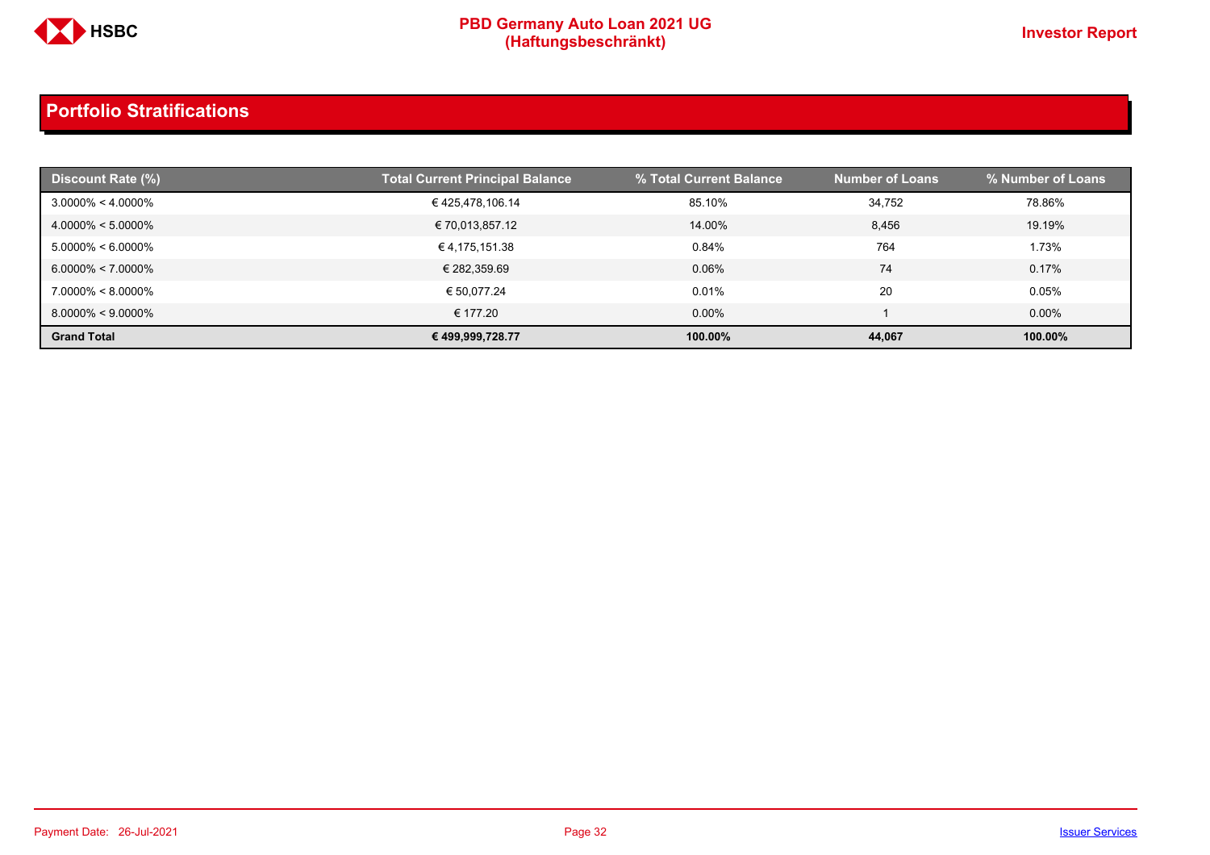## Portfolio Stratifications

| Discount Rate (%) | Total Current Principal Balance | % Total Current Balance | Number of Loans | % Number of Loans |
|---|---|---|---|---|
| 3.0000% < 4.0000% | € 425,478,106.14 | 85.10% | 34,752 | 78.86% |
| 4.0000% < 5.0000% | € 70,013,857.12 | 14.00% | 8,456 | 19.19% |
| 5.0000% < 6.0000% | € 4,175,151.38 | 0.84% | 764 | 1.73% |
| 6.0000% < 7.0000% | € 282,359.69 | 0.06% | 74 | 0.17% |
| 7.0000% < 8.0000% | € 50,077.24 | 0.01% | 20 | 0.05% |
| 8.0000% < 9.0000% | € 177.20 | 0.00% | 1 | 0.00% |
| **Grand Total** | **€ 499,999,728.77** | **100.00%** | **44,067** | **100.00%** |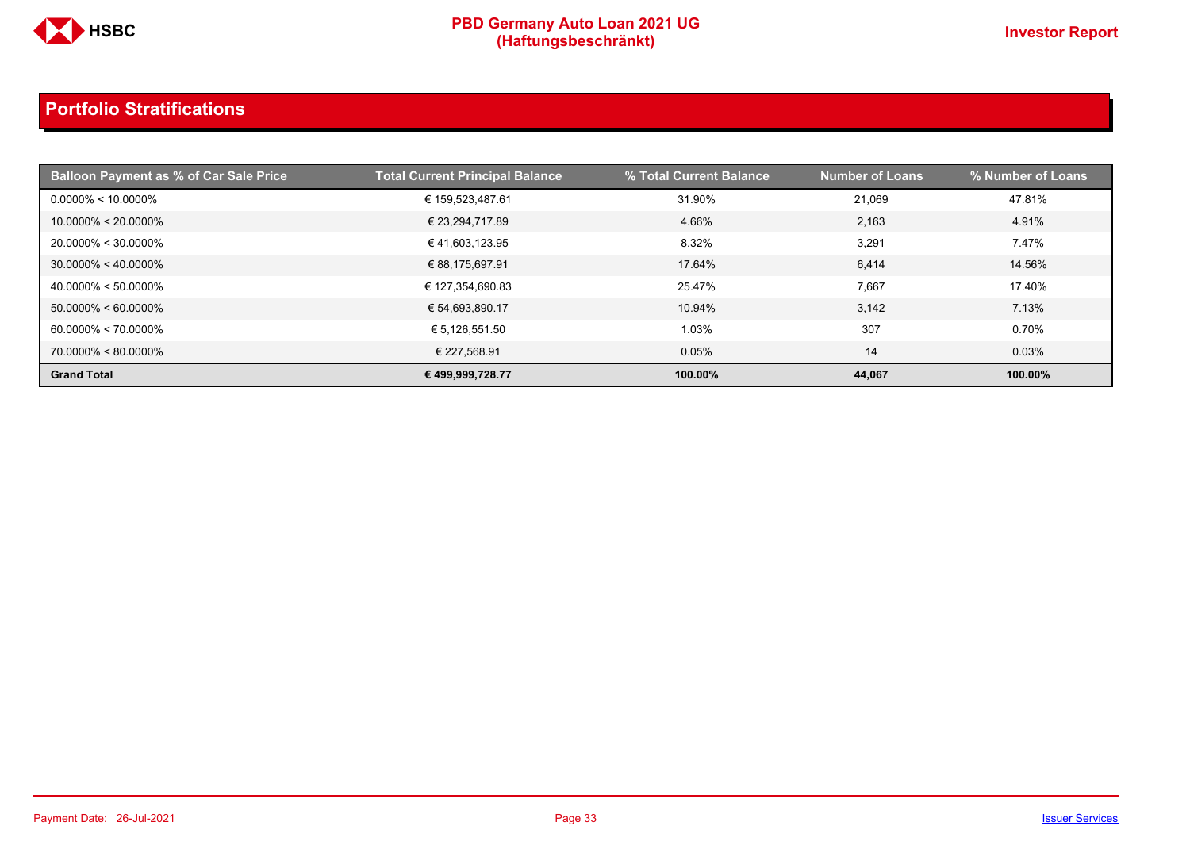## Portfolio Stratifications

| Balloon Payment as % of Car Sale Price | Total Current Principal Balance | % Total Current Balance | Number of Loans | % Number of Loans |
|---|---|---|---|---|
| 0.0000% < 10.0000% | € 159,523,487.61 | 31.90% | 21,069 | 47.81% |
| 10.0000% < 20.0000% | € 23,294,717.89 | 4.66% | 2,163 | 4.91% |
| 20.0000% < 30.0000% | € 41,603,123.95 | 8.32% | 3,291 | 7.47% |
| 30.0000% < 40.0000% | € 88,175,697.91 | 17.64% | 6,414 | 14.56% |
| 40.0000% < 50.0000% | € 127,354,690.83 | 25.47% | 7,667 | 17.40% |
| 50.0000% < 60.0000% | € 54,693,890.17 | 10.94% | 3,142 | 7.13% |
| 60.0000% < 70.0000% | € 5,126,551.50 | 1.03% | 307 | 0.70% |
| 70.0000% < 80.0000% | € 227,568.91 | 0.05% | 14 | 0.03% |
| **Grand Total** | **€ 499,999,728.77** | **100.00%** | **44,067** | **100.00%** |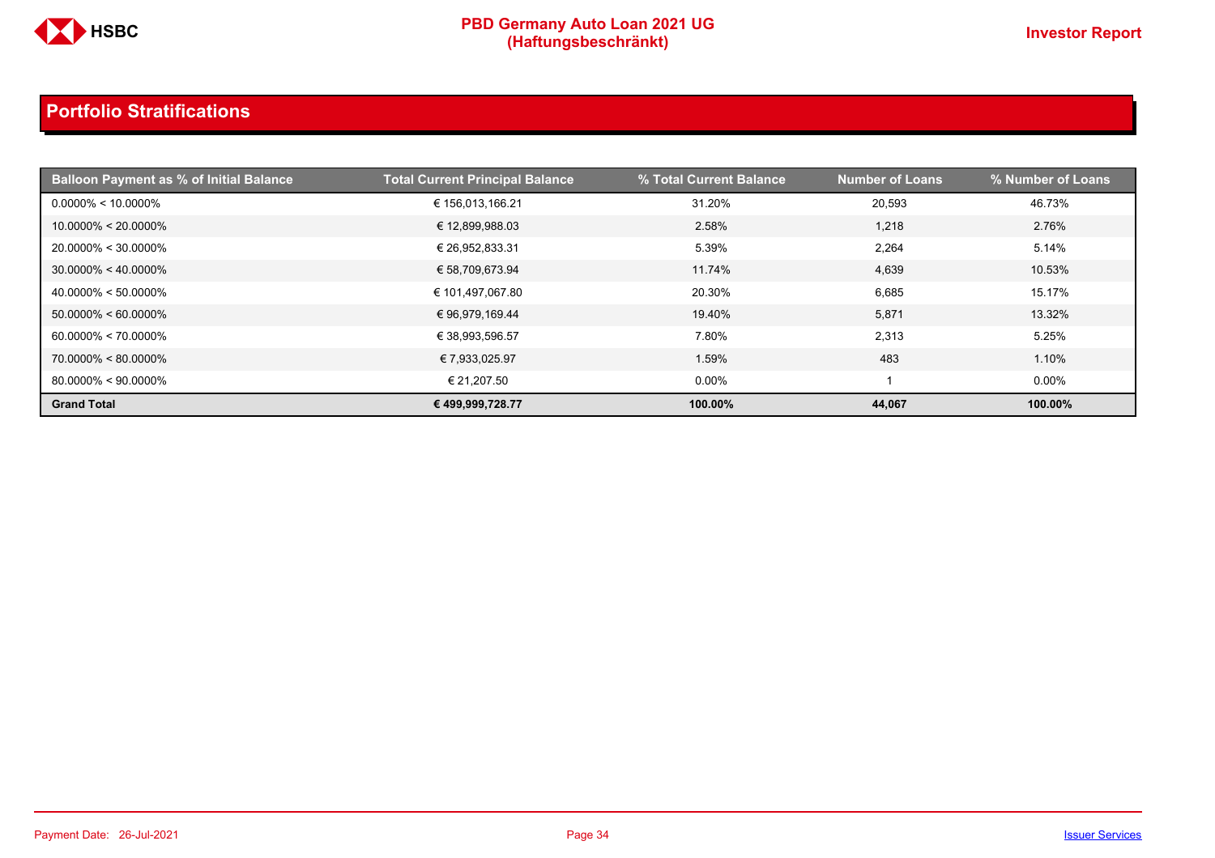## Portfolio Stratifications

| Balloon Payment as % of Initial Balance | Total Current Principal Balance | % Total Current Balance | Number of Loans | % Number of Loans |
|---|---|---|---|---|
| 0.0000% < 10.0000% | € 156,013,166.21 | 31.20% | 20,593 | 46.73% |
| 10.0000% < 20.0000% | € 12,899,988.03 | 2.58% | 1,218 | 2.76% |
| 20.0000% < 30.0000% | € 26,952,833.31 | 5.39% | 2,264 | 5.14% |
| 30.0000% < 40.0000% | € 58,709,673.94 | 11.74% | 4,639 | 10.53% |
| 40.0000% < 50.0000% | € 101,497,067.80 | 20.30% | 6,685 | 15.17% |
| 50.0000% < 60.0000% | € 96,979,169.44 | 19.40% | 5,871 | 13.32% |
| 60.0000% < 70.0000% | € 38,993,596.57 | 7.80% | 2,313 | 5.25% |
| 70.0000% < 80.0000% | € 7,933,025.97 | 1.59% | 483 | 1.10% |
| 80.0000% < 90.0000% | € 21,207.50 | 0.00% | 1 | 0.00% |
| **Grand Total** | **€ 499,999,728.77** | **100.00%** | **44,067** | **100.00%** |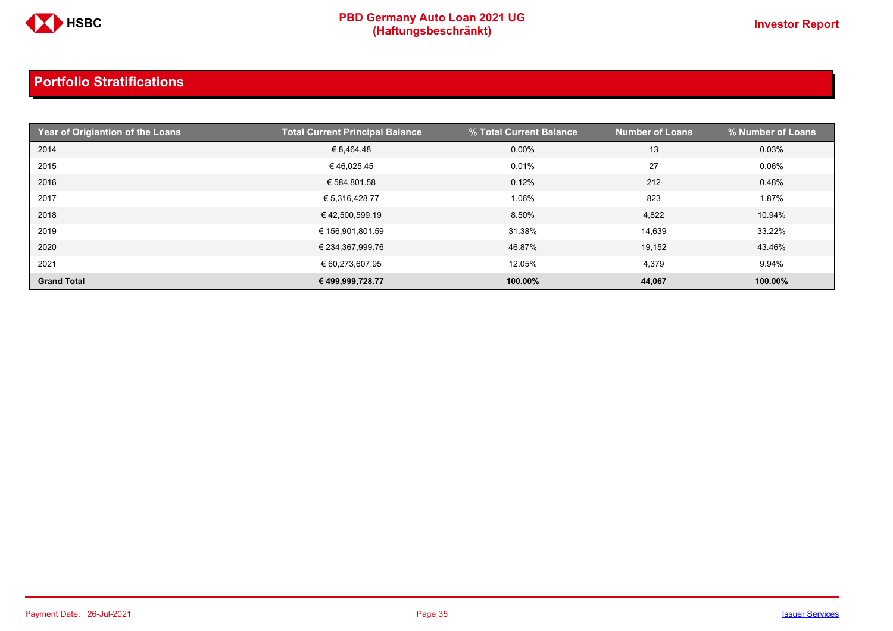## Portfolio Stratifications

| Year of Origiantion of the Loans | Total Current Principal Balance | % Total Current Balance | Number of Loans | % Number of Loans |
|---|---|---|---|---|
| 2014 | € 8,464.48 | 0.00% | 13 | 0.03% |
| 2015 | € 46,025.45 | 0.01% | 27 | 0.06% |
| 2016 | € 584,801.58 | 0.12% | 212 | 0.48% |
| 2017 | € 5,316,428.77 | 1.06% | 823 | 1.87% |
| 2018 | € 42,500,599.19 | 8.50% | 4,822 | 10.94% |
| 2019 | € 156,901,801.59 | 31.38% | 14,639 | 33.22% |
| 2020 | € 234,367,999.76 | 46.87% | 19,152 | 43.46% |
| 2021 | € 60,273,607.95 | 12.05% | 4,379 | 9.94% |
| **Grand Total** | **€ 499,999,728.77** | **100.00%** | **44,067** | **100.00%** |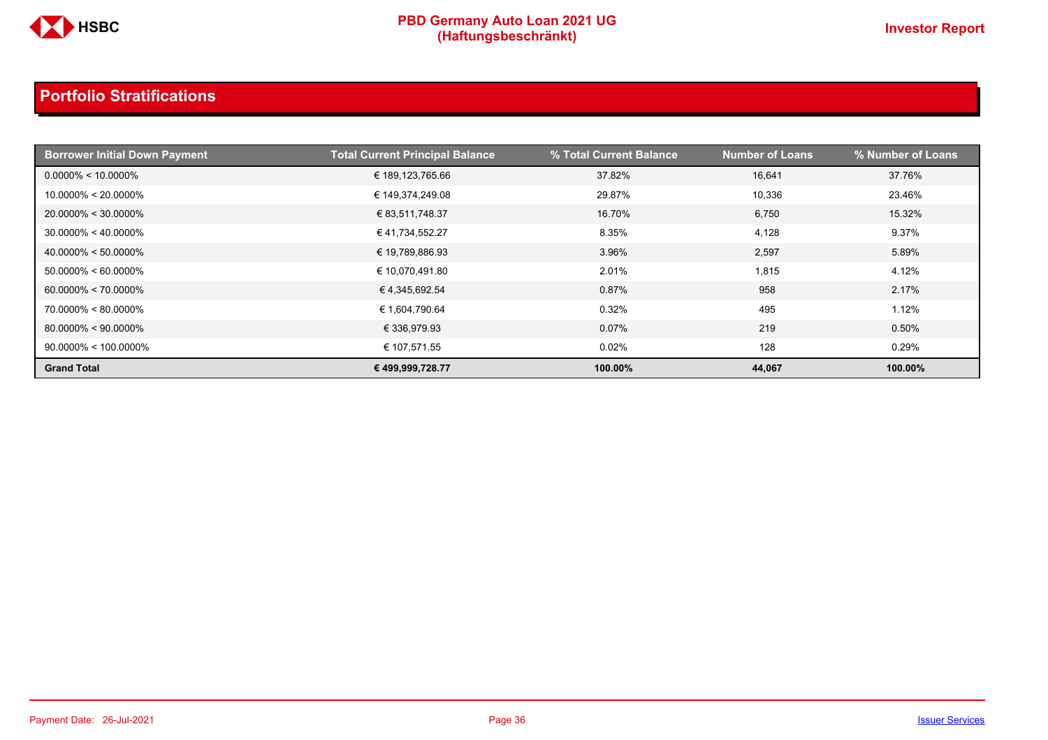## Portfolio Stratifications

| Borrower Initial Down Payment | Total Current Principal Balance | % Total Current Balance | Number of Loans | % Number of Loans |
|---|---|---|---|---|
| 0.0000% < 10.0000% | € 189,123,765.66 | 37.82% | 16,641 | 37.76% |
| 10.0000% < 20.0000% | € 149,374,249.08 | 29.87% | 10,336 | 23.46% |
| 20.0000% < 30.0000% | € 83,511,748.37 | 16.70% | 6,750 | 15.32% |
| 30.0000% < 40.0000% | € 41,734,552.27 | 8.35% | 4,128 | 9.37% |
| 40.0000% < 50.0000% | € 19,789,886.93 | 3.96% | 2,597 | 5.89% |
| 50.0000% < 60.0000% | € 10,070,491.80 | 2.01% | 1,815 | 4.12% |
| 60.0000% < 70.0000% | € 4,345,692.54 | 0.87% | 958 | 2.17% |
| 70.0000% < 80.0000% | € 1,604,790.64 | 0.32% | 495 | 1.12% |
| 80.0000% < 90.0000% | € 336,979.93 | 0.07% | 219 | 0.50% |
| 90.0000% < 100.0000% | € 107,571.55 | 0.02% | 128 | 0.29% |
| **Grand Total** | **€ 499,999,728.77** | **100.00%** | **44,067** | **100.00%** |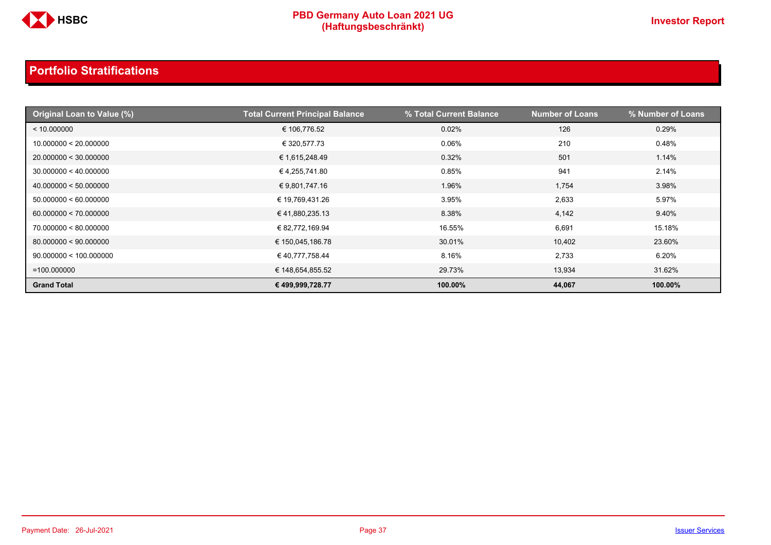## Portfolio Stratifications

| Original Loan to Value (%) | Total Current Principal Balance | % Total Current Balance | Number of Loans | % Number of Loans |
|---|---|---|---|---|
| < 10.000000 | € 106,776.52 | 0.02% | 126 | 0.29% |
| 10.000000 < 20.000000 | € 320,577.73 | 0.06% | 210 | 0.48% |
| 20.000000 < 30.000000 | € 1,615,248.49 | 0.32% | 501 | 1.14% |
| 30.000000 < 40.000000 | € 4,255,741.80 | 0.85% | 941 | 2.14% |
| 40.000000 < 50.000000 | € 9,801,747.16 | 1.96% | 1,754 | 3.98% |
| 50.000000 < 60.000000 | € 19,769,431.26 | 3.95% | 2,633 | 5.97% |
| 60.000000 < 70.000000 | € 41,880,235.13 | 8.38% | 4,142 | 9.40% |
| 70.000000 < 80.000000 | € 82,772,169.94 | 16.55% | 6,691 | 15.18% |
| 80.000000 < 90.000000 | € 150,045,186.78 | 30.01% | 10,402 | 23.60% |
| 90.000000 < 100.000000 | € 40,777,758.44 | 8.16% | 2,733 | 6.20% |
| =100.000000 | € 148,654,855.52 | 29.73% | 13,934 | 31.62% |
| **Grand Total** | **€ 499,999,728.77** | **100.00%** | **44,067** | **100.00%** |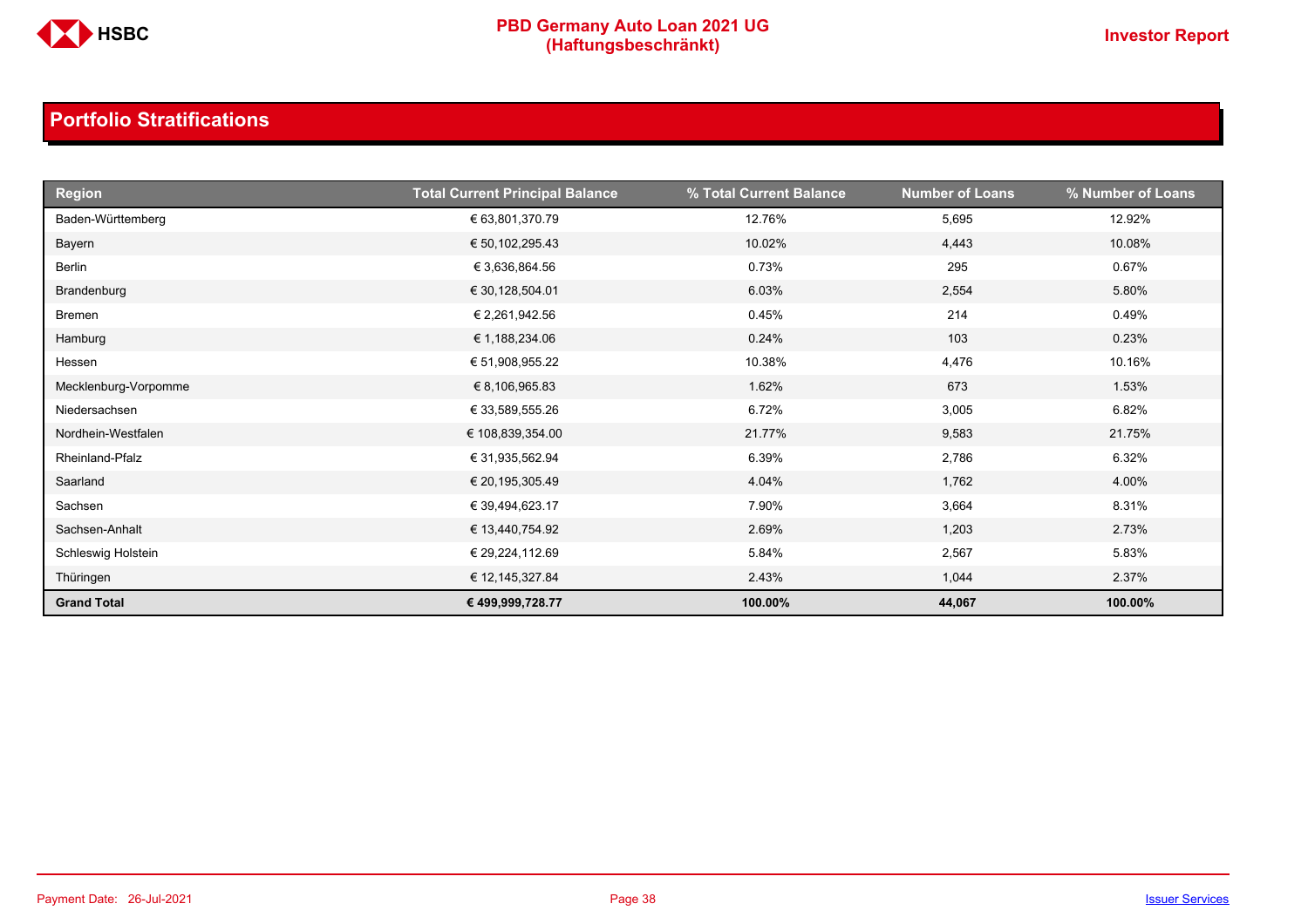## Portfolio Stratifications

| Region | Total Current Principal Balance | % Total Current Balance | Number of Loans | % Number of Loans |
|---|---|---|---|---|
| Baden-Württemberg | € 63,801,370.79 | 12.76% | 5,695 | 12.92% |
| Bayern | € 50,102,295.43 | 10.02% | 4,443 | 10.08% |
| Berlin | € 3,636,864.56 | 0.73% | 295 | 0.67% |
| Brandenburg | € 30,128,504.01 | 6.03% | 2,554 | 5.80% |
| Bremen | € 2,261,942.56 | 0.45% | 214 | 0.49% |
| Hamburg | € 1,188,234.06 | 0.24% | 103 | 0.23% |
| Hessen | € 51,908,955.22 | 10.38% | 4,476 | 10.16% |
| Mecklenburg-Vorpomme | € 8,106,965.83 | 1.62% | 673 | 1.53% |
| Niedersachsen | € 33,589,555.26 | 6.72% | 3,005 | 6.82% |
| Nordhein-Westfalen | € 108,839,354.00 | 21.77% | 9,583 | 21.75% |
| Rheinland-Pfalz | € 31,935,562.94 | 6.39% | 2,786 | 6.32% |
| Saarland | € 20,195,305.49 | 4.04% | 1,762 | 4.00% |
| Sachsen | € 39,494,623.17 | 7.90% | 3,664 | 8.31% |
| Sachsen-Anhalt | € 13,440,754.92 | 2.69% | 1,203 | 2.73% |
| Schleswig Holstein | € 29,224,112.69 | 5.84% | 2,567 | 5.83% |
| Thüringen | € 12,145,327.84 | 2.43% | 1,044 | 2.37% |
| **Grand Total** | **€ 499,999,728.77** | **100.00%** | **44,067** | **100.00%** |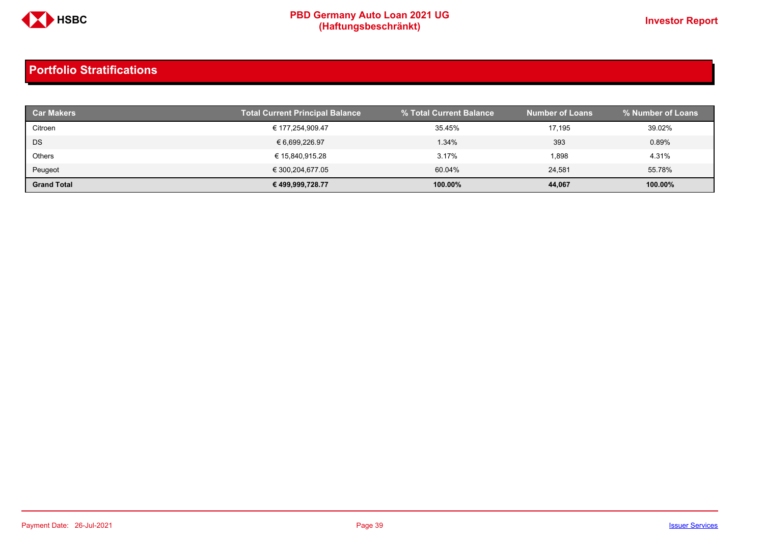## Portfolio Stratifications

| Car Makers | Total Current Principal Balance | % Total Current Balance | Number of Loans | % Number of Loans |
|---|---|---|---|---|
| Citroen | € 177,254,909.47 | 35.45% | 17,195 | 39.02% |
| DS | € 6,699,226.97 | 1.34% | 393 | 0.89% |
| Others | € 15,840,915.28 | 3.17% | 1,898 | 4.31% |
| Peugeot | € 300,204,677.05 | 60.04% | 24,581 | 55.78% |
| **Grand Total** | **€ 499,999,728.77** | **100.00%** | **44,067** | **100.00%** |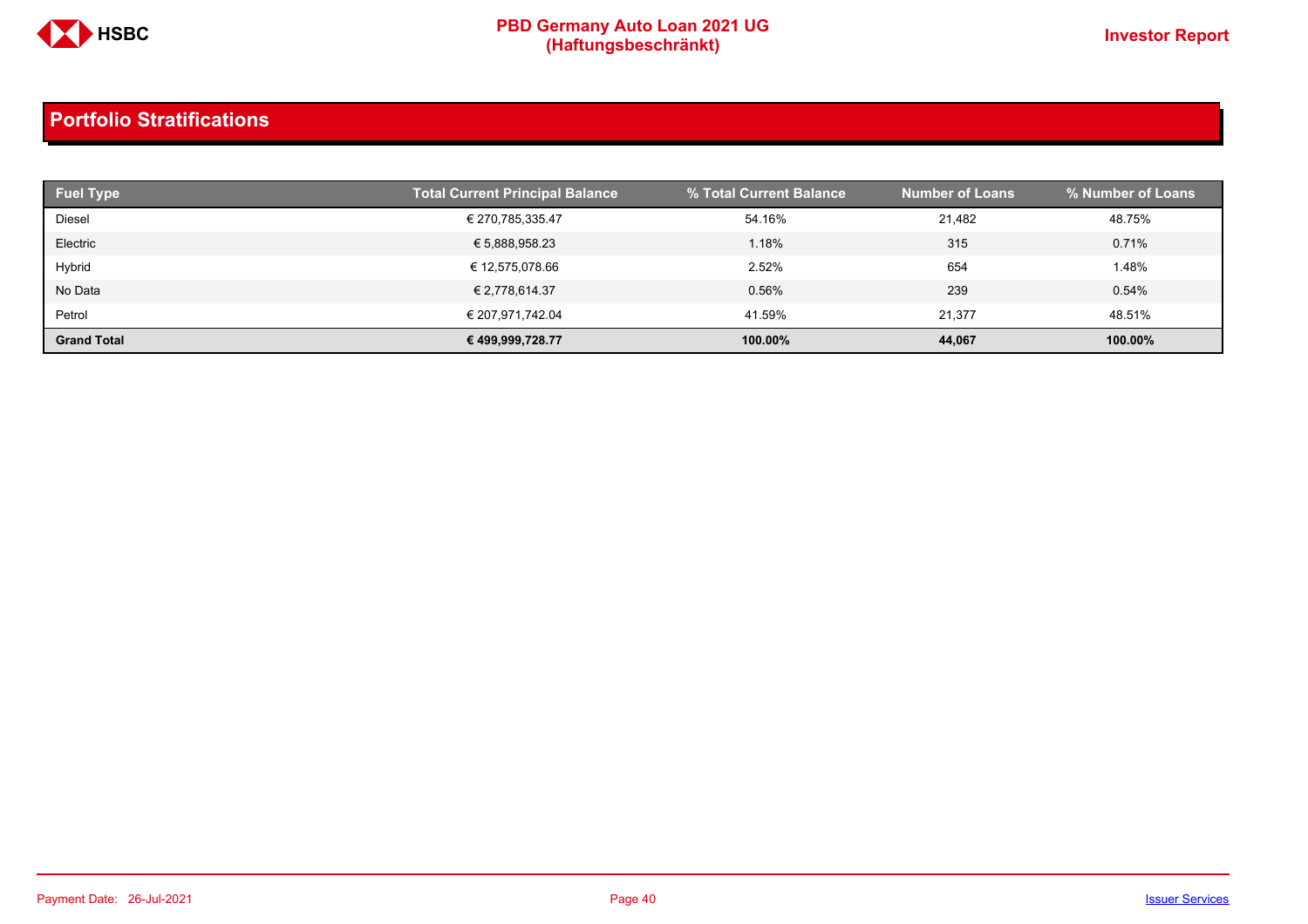## Portfolio Stratifications

| Fuel Type | Total Current Principal Balance | % Total Current Balance | Number of Loans | % Number of Loans |
|---|---|---|---|---|
| Diesel | € 270,785,335.47 | 54.16% | 21,482 | 48.75% |
| Electric | € 5,888,958.23 | 1.18% | 315 | 0.71% |
| Hybrid | € 12,575,078.66 | 2.52% | 654 | 1.48% |
| No Data | € 2,778,614.37 | 0.56% | 239 | 0.54% |
| Petrol | € 207,971,742.04 | 41.59% | 21,377 | 48.51% |
| **Grand Total** | **€ 499,999,728.77** | **100.00%** | **44,067** | **100.00%** |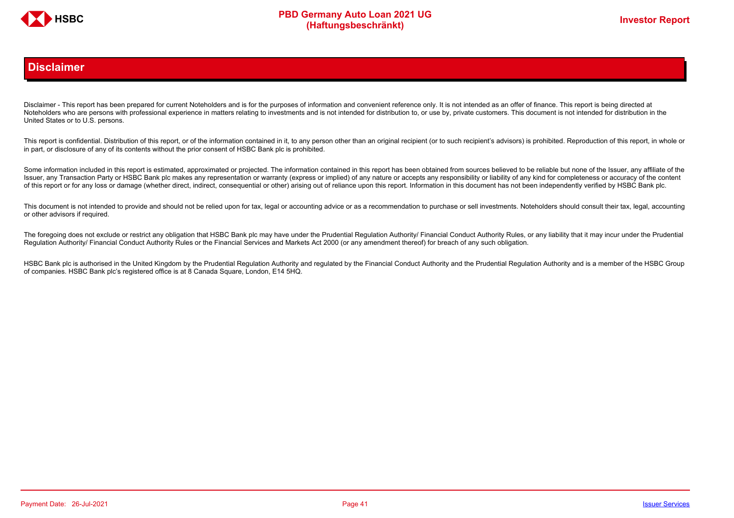## Disclaimer

Disclaimer - This report has been prepared for current Noteholders and is for the purposes of information and convenient reference only. It is not intended as an offer of finance. This report is being directed at Noteholders who are persons with professional experience in matters relating to investments and is not intended for distribution to, or use by, private customers. This document is not intended for distribution in the United States or to U.S. persons.

This report is confidential. Distribution of this report, or of the information contained in it, to any person other than an original recipient (or to such recipient's advisors) is prohibited. Reproduction of this report, in whole or in part, or disclosure of any of its contents without the prior consent of HSBC Bank plc is prohibited.

Some information included in this report is estimated, approximated or projected. The information contained in this report has been obtained from sources believed to be reliable but none of the Issuer, any affiliate of the Issuer, any Transaction Party or HSBC Bank plc makes any representation or warranty (express or implied) of any nature or accepts any responsibility or liability of any kind for completeness or accuracy of the content of this report or for any loss or damage (whether direct, indirect, consequential or other) arising out of reliance upon this report. Information in this document has not been independently verified by HSBC Bank plc.

This document is not intended to provide and should not be relied upon for tax, legal or accounting advice or as a recommendation to purchase or sell investments. Noteholders should consult their tax, legal, accounting or other advisors if required.

The foregoing does not exclude or restrict any obligation that HSBC Bank plc may have under the Prudential Regulation Authority/ Financial Conduct Authority Rules, or any liability that it may incur under the Prudential Regulation Authority/ Financial Conduct Authority Rules or the Financial Services and Markets Act 2000 (or any amendment thereof) for breach of any such obligation.

HSBC Bank plc is authorised in the United Kingdom by the Prudential Regulation Authority and regulated by the Financial Conduct Authority and the Prudential Regulation Authority and is a member of the HSBC Group of companies. HSBC Bank plc's registered office is at 8 Canada Square, London, E14 5HQ.